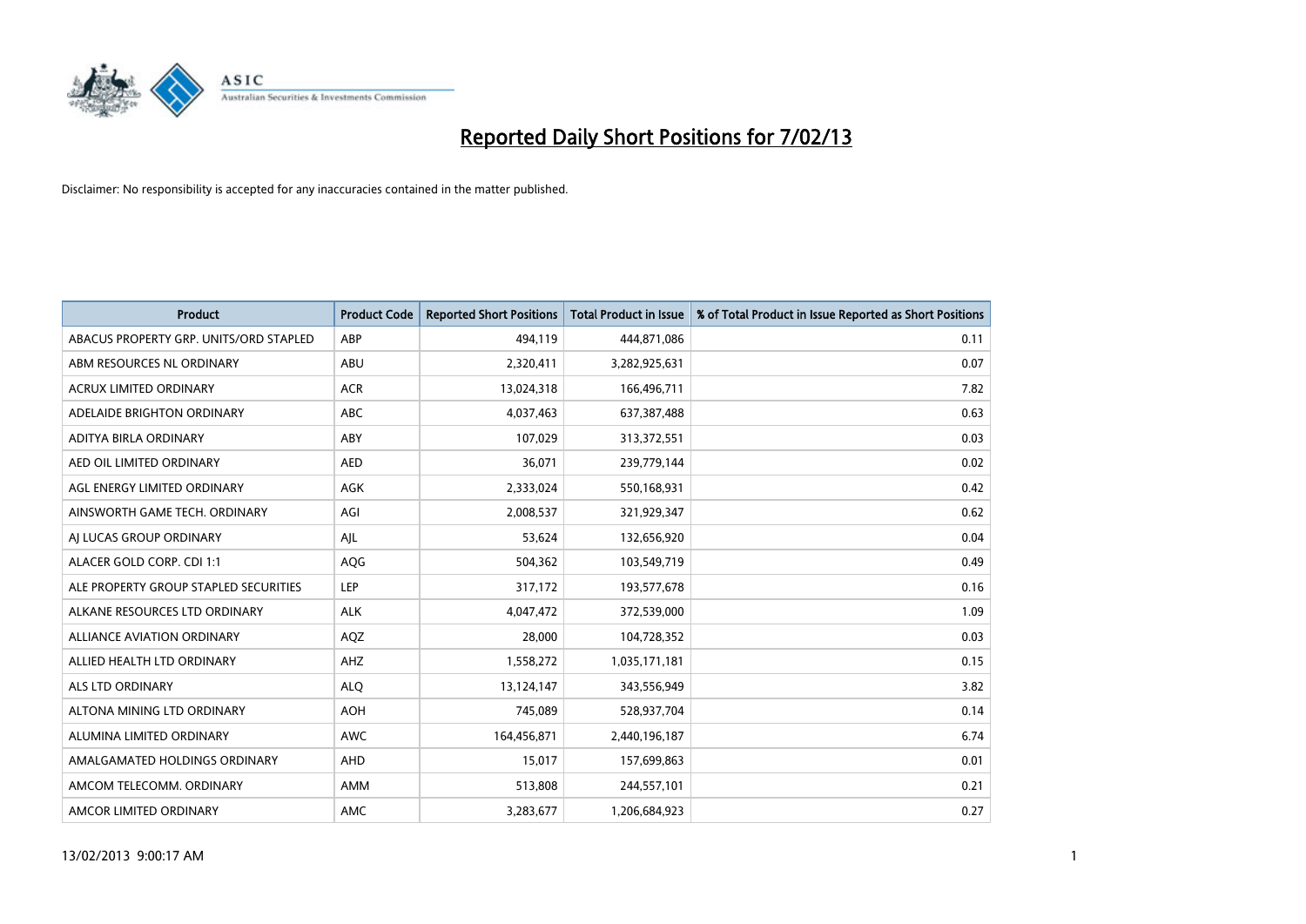# Reported Daily Short Positions for 7/02/13

Disclaimer: No responsibility is accepted for any inaccuracies contained in the matter published.

| Product | Product Code | Reported Short Positions | Total Product in Issue | % of Total Product in Issue Reported as Short Positions |
| --- | --- | --- | --- | --- |
| ABACUS PROPERTY GRP. UNITS/ORD STAPLED | ABP | 494,119 | 444,871,086 | 0.11 |
| ABM RESOURCES NL ORDINARY | ABU | 2,320,411 | 3,282,925,631 | 0.07 |
| ACRUX LIMITED ORDINARY | ACR | 13,024,318 | 166,496,711 | 7.82 |
| ADELAIDE BRIGHTON ORDINARY | ABC | 4,037,463 | 637,387,488 | 0.63 |
| ADITYA BIRLA ORDINARY | ABY | 107,029 | 313,372,551 | 0.03 |
| AED OIL LIMITED ORDINARY | AED | 36,071 | 239,779,144 | 0.02 |
| AGL ENERGY LIMITED ORDINARY | AGK | 2,333,024 | 550,168,931 | 0.42 |
| AINSWORTH GAME TECH. ORDINARY | AGI | 2,008,537 | 321,929,347 | 0.62 |
| AJ LUCAS GROUP ORDINARY | AJL | 53,624 | 132,656,920 | 0.04 |
| ALACER GOLD CORP. CDI 1:1 | AQG | 504,362 | 103,549,719 | 0.49 |
| ALE PROPERTY GROUP STAPLED SECURITIES | LEP | 317,172 | 193,577,678 | 0.16 |
| ALKANE RESOURCES LTD ORDINARY | ALK | 4,047,472 | 372,539,000 | 1.09 |
| ALLIANCE AVIATION ORDINARY | AQZ | 28,000 | 104,728,352 | 0.03 |
| ALLIED HEALTH LTD ORDINARY | AHZ | 1,558,272 | 1,035,171,181 | 0.15 |
| ALS LTD ORDINARY | ALQ | 13,124,147 | 343,556,949 | 3.82 |
| ALTONA MINING LTD ORDINARY | AOH | 745,089 | 528,937,704 | 0.14 |
| ALUMINA LIMITED ORDINARY | AWC | 164,456,871 | 2,440,196,187 | 6.74 |
| AMALGAMATED HOLDINGS ORDINARY | AHD | 15,017 | 157,699,863 | 0.01 |
| AMCOM TELECOMM. ORDINARY | AMM | 513,808 | 244,557,101 | 0.21 |
| AMCOR LIMITED ORDINARY | AMC | 3,283,677 | 1,206,684,923 | 0.27 |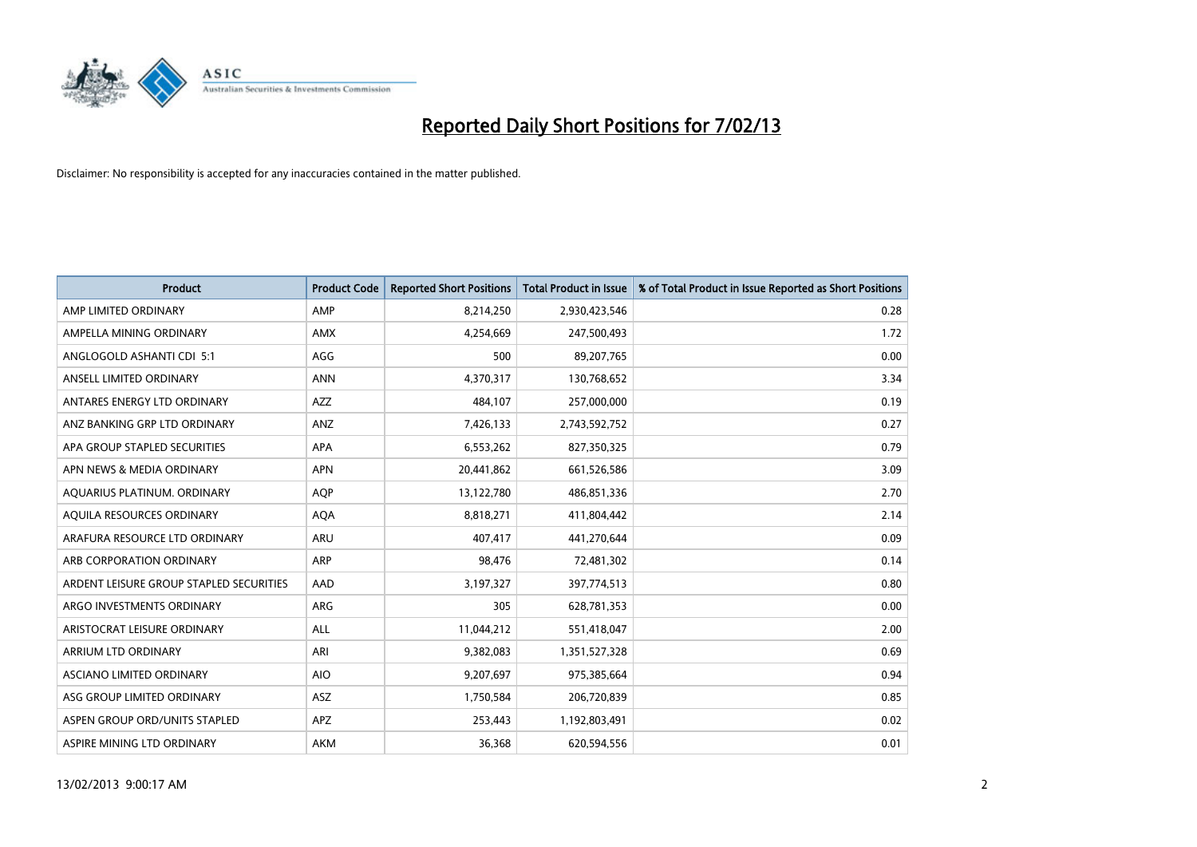# Reported Daily Short Positions for 7/02/13

Disclaimer: No responsibility is accepted for any inaccuracies contained in the matter published.

| Product | Product Code | Reported Short Positions | Total Product in Issue | % of Total Product in Issue Reported as Short Positions |
|---|---|---|---|---|
| AMP LIMITED ORDINARY | AMP | 8,214,250 | 2,930,423,546 | 0.28 |
| AMPELLA MINING ORDINARY | AMX | 4,254,669 | 247,500,493 | 1.72 |
| ANGLOGOLD ASHANTI CDI 5:1 | AGG | 500 | 89,207,765 | 0.00 |
| ANSELL LIMITED ORDINARY | ANN | 4,370,317 | 130,768,652 | 3.34 |
| ANTARES ENERGY LTD ORDINARY | AZZ | 484,107 | 257,000,000 | 0.19 |
| ANZ BANKING GRP LTD ORDINARY | ANZ | 7,426,133 | 2,743,592,752 | 0.27 |
| APA GROUP STAPLED SECURITIES | APA | 6,553,262 | 827,350,325 | 0.79 |
| APN NEWS & MEDIA ORDINARY | APN | 20,441,862 | 661,526,586 | 3.09 |
| AQUARIUS PLATINUM. ORDINARY | AQP | 13,122,780 | 486,851,336 | 2.70 |
| AQUILA RESOURCES ORDINARY | AQA | 8,818,271 | 411,804,442 | 2.14 |
| ARAFURA RESOURCE LTD ORDINARY | ARU | 407,417 | 441,270,644 | 0.09 |
| ARB CORPORATION ORDINARY | ARP | 98,476 | 72,481,302 | 0.14 |
| ARDENT LEISURE GROUP STAPLED SECURITIES | AAD | 3,197,327 | 397,774,513 | 0.80 |
| ARGO INVESTMENTS ORDINARY | ARG | 305 | 628,781,353 | 0.00 |
| ARISTOCRAT LEISURE ORDINARY | ALL | 11,044,212 | 551,418,047 | 2.00 |
| ARRIUM LTD ORDINARY | ARI | 9,382,083 | 1,351,527,328 | 0.69 |
| ASCIANO LIMITED ORDINARY | AIO | 9,207,697 | 975,385,664 | 0.94 |
| ASG GROUP LIMITED ORDINARY | ASZ | 1,750,584 | 206,720,839 | 0.85 |
| ASPEN GROUP ORD/UNITS STAPLED | APZ | 253,443 | 1,192,803,491 | 0.02 |
| ASPIRE MINING LTD ORDINARY | AKM | 36,368 | 620,594,556 | 0.01 |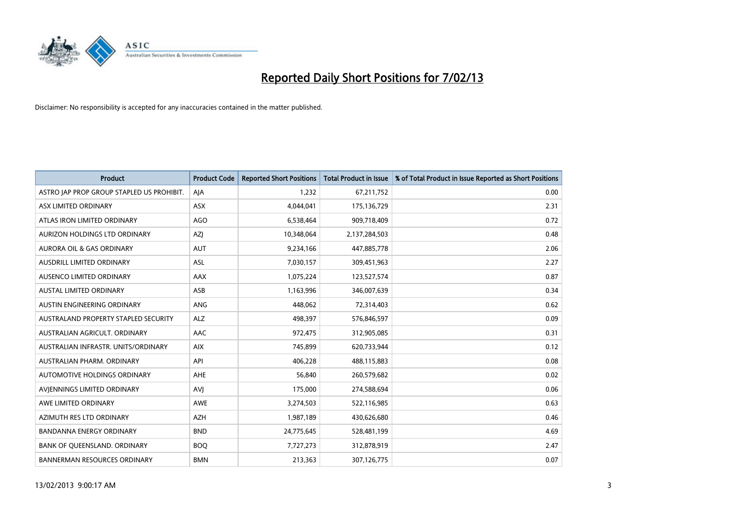# Reported Daily Short Positions for 7/02/13

Disclaimer: No responsibility is accepted for any inaccuracies contained in the matter published.

| Product | Product Code | Reported Short Positions | Total Product in Issue | % of Total Product in Issue Reported as Short Positions |
|---|---|---|---|---|
| ASTRO JAP PROP GROUP STAPLED US PROHIBIT. | AJA | 1,232 | 67,211,752 | 0.00 |
| ASX LIMITED ORDINARY | ASX | 4,044,041 | 175,136,729 | 2.31 |
| ATLAS IRON LIMITED ORDINARY | AGO | 6,538,464 | 909,718,409 | 0.72 |
| AURIZON HOLDINGS LTD ORDINARY | AZJ | 10,348,064 | 2,137,284,503 | 0.48 |
| AURORA OIL & GAS ORDINARY | AUT | 9,234,166 | 447,885,778 | 2.06 |
| AUSDRILL LIMITED ORDINARY | ASL | 7,030,157 | 309,451,963 | 2.27 |
| AUSENCO LIMITED ORDINARY | AAX | 1,075,224 | 123,527,574 | 0.87 |
| AUSTAL LIMITED ORDINARY | ASB | 1,163,996 | 346,007,639 | 0.34 |
| AUSTIN ENGINEERING ORDINARY | ANG | 448,062 | 72,314,403 | 0.62 |
| AUSTRALAND PROPERTY STAPLED SECURITY | ALZ | 498,397 | 576,846,597 | 0.09 |
| AUSTRALIAN AGRICULT. ORDINARY | AAC | 972,475 | 312,905,085 | 0.31 |
| AUSTRALIAN INFRASTR. UNITS/ORDINARY | AIX | 745,899 | 620,733,944 | 0.12 |
| AUSTRALIAN PHARM. ORDINARY | API | 406,228 | 488,115,883 | 0.08 |
| AUTOMOTIVE HOLDINGS ORDINARY | AHE | 56,840 | 260,579,682 | 0.02 |
| AVJENNINGS LIMITED ORDINARY | AVJ | 175,000 | 274,588,694 | 0.06 |
| AWE LIMITED ORDINARY | AWE | 3,274,503 | 522,116,985 | 0.63 |
| AZIMUTH RES LTD ORDINARY | AZH | 1,987,189 | 430,626,680 | 0.46 |
| BANDANNA ENERGY ORDINARY | BND | 24,775,645 | 528,481,199 | 4.69 |
| BANK OF QUEENSLAND. ORDINARY | BOQ | 7,727,273 | 312,878,919 | 2.47 |
| BANNERMAN RESOURCES ORDINARY | BMN | 213,363 | 307,126,775 | 0.07 |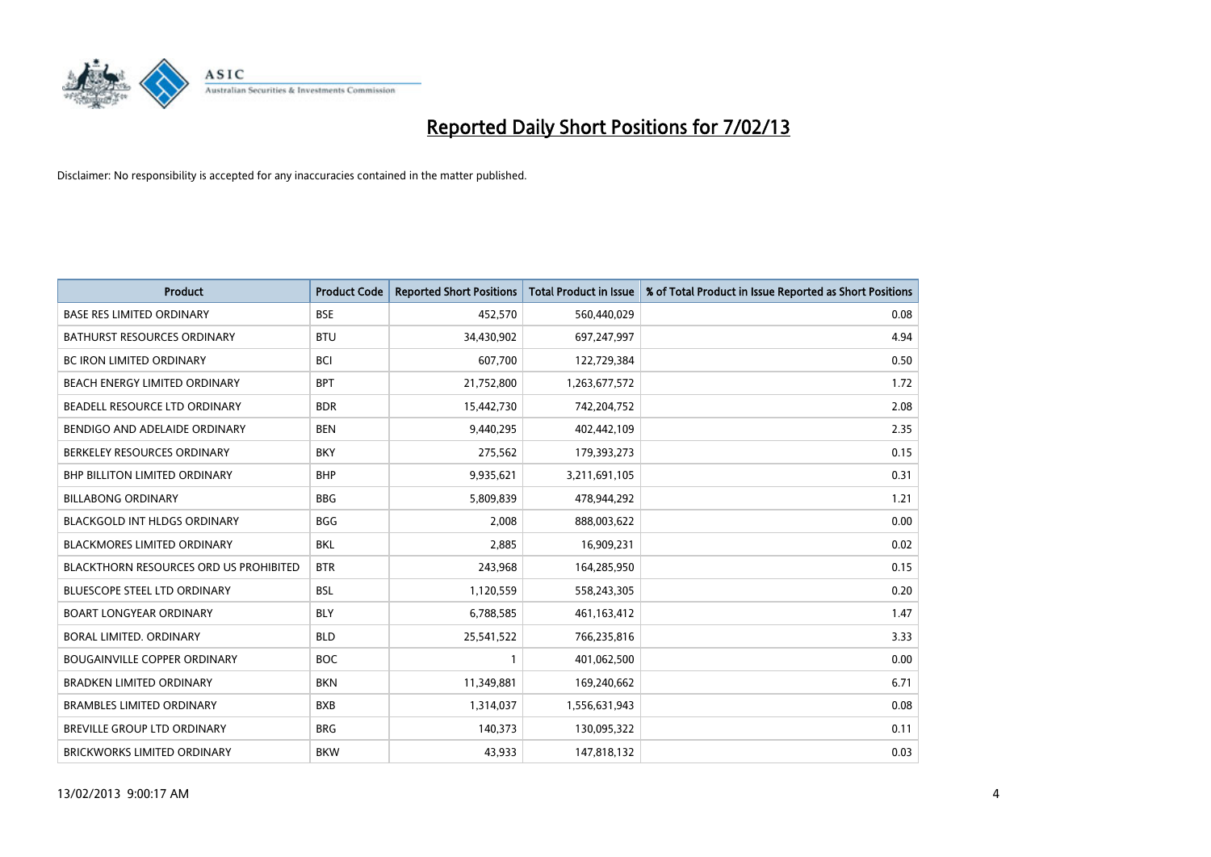# Reported Daily Short Positions for 7/02/13

Disclaimer: No responsibility is accepted for any inaccuracies contained in the matter published.

| Product | Product Code | Reported Short Positions | Total Product in Issue | % of Total Product in Issue Reported as Short Positions |
| --- | --- | --- | --- | --- |
| BASE RES LIMITED ORDINARY | BSE | 452,570 | 560,440,029 | 0.08 |
| BATHURST RESOURCES ORDINARY | BTU | 34,430,902 | 697,247,997 | 4.94 |
| BC IRON LIMITED ORDINARY | BCI | 607,700 | 122,729,384 | 0.50 |
| BEACH ENERGY LIMITED ORDINARY | BPT | 21,752,800 | 1,263,677,572 | 1.72 |
| BEADELL RESOURCE LTD ORDINARY | BDR | 15,442,730 | 742,204,752 | 2.08 |
| BENDIGO AND ADELAIDE ORDINARY | BEN | 9,440,295 | 402,442,109 | 2.35 |
| BERKELEY RESOURCES ORDINARY | BKY | 275,562 | 179,393,273 | 0.15 |
| BHP BILLITON LIMITED ORDINARY | BHP | 9,935,621 | 3,211,691,105 | 0.31 |
| BILLABONG ORDINARY | BBG | 5,809,839 | 478,944,292 | 1.21 |
| BLACKGOLD INT HLDGS ORDINARY | BGG | 2,008 | 888,003,622 | 0.00 |
| BLACKMORES LIMITED ORDINARY | BKL | 2,885 | 16,909,231 | 0.02 |
| BLACKTHORN RESOURCES ORD US PROHIBITED | BTR | 243,968 | 164,285,950 | 0.15 |
| BLUESCOPE STEEL LTD ORDINARY | BSL | 1,120,559 | 558,243,305 | 0.20 |
| BOART LONGYEAR ORDINARY | BLY | 6,788,585 | 461,163,412 | 1.47 |
| BORAL LIMITED. ORDINARY | BLD | 25,541,522 | 766,235,816 | 3.33 |
| BOUGAINVILLE COPPER ORDINARY | BOC | 1 | 401,062,500 | 0.00 |
| BRADKEN LIMITED ORDINARY | BKN | 11,349,881 | 169,240,662 | 6.71 |
| BRAMBLES LIMITED ORDINARY | BXB | 1,314,037 | 1,556,631,943 | 0.08 |
| BREVILLE GROUP LTD ORDINARY | BRG | 140,373 | 130,095,322 | 0.11 |
| BRICKWORKS LIMITED ORDINARY | BKW | 43,933 | 147,818,132 | 0.03 |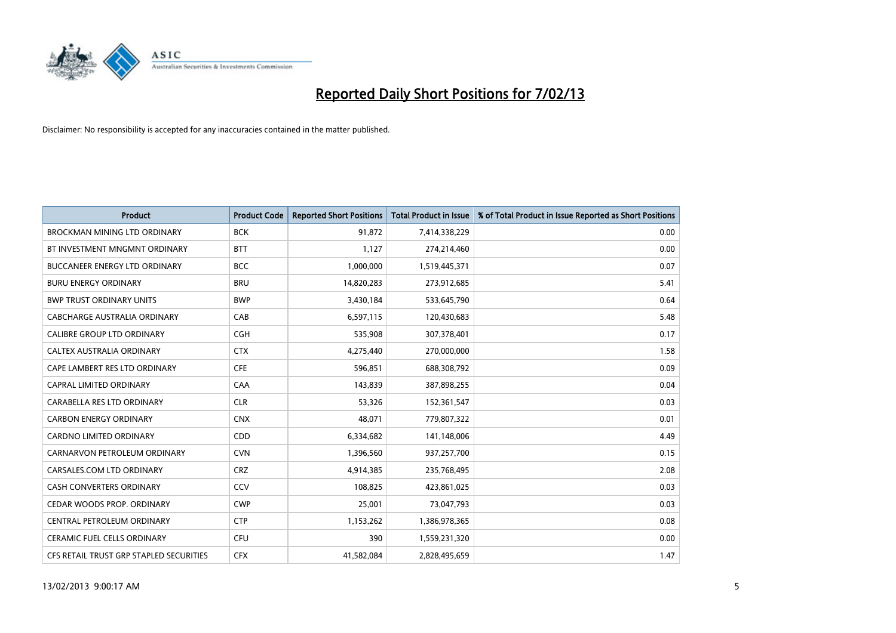# Reported Daily Short Positions for 7/02/13

Disclaimer: No responsibility is accepted for any inaccuracies contained in the matter published.

| Product | Product Code | Reported Short Positions | Total Product in Issue | % of Total Product in Issue Reported as Short Positions |
|---|---|---|---|---|
| BROCKMAN MINING LTD ORDINARY | BCK | 91,872 | 7,414,338,229 | 0.00 |
| BT INVESTMENT MNGMNT ORDINARY | BTT | 1,127 | 274,214,460 | 0.00 |
| BUCCANEER ENERGY LTD ORDINARY | BCC | 1,000,000 | 1,519,445,371 | 0.07 |
| BURU ENERGY ORDINARY | BRU | 14,820,283 | 273,912,685 | 5.41 |
| BWP TRUST ORDINARY UNITS | BWP | 3,430,184 | 533,645,790 | 0.64 |
| CABCHARGE AUSTRALIA ORDINARY | CAB | 6,597,115 | 120,430,683 | 5.48 |
| CALIBRE GROUP LTD ORDINARY | CGH | 535,908 | 307,378,401 | 0.17 |
| CALTEX AUSTRALIA ORDINARY | CTX | 4,275,440 | 270,000,000 | 1.58 |
| CAPE LAMBERT RES LTD ORDINARY | CFE | 596,851 | 688,308,792 | 0.09 |
| CAPRAL LIMITED ORDINARY | CAA | 143,839 | 387,898,255 | 0.04 |
| CARABELLA RES LTD ORDINARY | CLR | 53,326 | 152,361,547 | 0.03 |
| CARBON ENERGY ORDINARY | CNX | 48,071 | 779,807,322 | 0.01 |
| CARDNO LIMITED ORDINARY | CDD | 6,334,682 | 141,148,006 | 4.49 |
| CARNARVON PETROLEUM ORDINARY | CVN | 1,396,560 | 937,257,700 | 0.15 |
| CARSALES.COM LTD ORDINARY | CRZ | 4,914,385 | 235,768,495 | 2.08 |
| CASH CONVERTERS ORDINARY | CCV | 108,825 | 423,861,025 | 0.03 |
| CEDAR WOODS PROP. ORDINARY | CWP | 25,001 | 73,047,793 | 0.03 |
| CENTRAL PETROLEUM ORDINARY | CTP | 1,153,262 | 1,386,978,365 | 0.08 |
| CERAMIC FUEL CELLS ORDINARY | CFU | 390 | 1,559,231,320 | 0.00 |
| CFS RETAIL TRUST GRP STAPLED SECURITIES | CFX | 41,582,084 | 2,828,495,659 | 1.47 |

13/02/2013 9:00:17 AM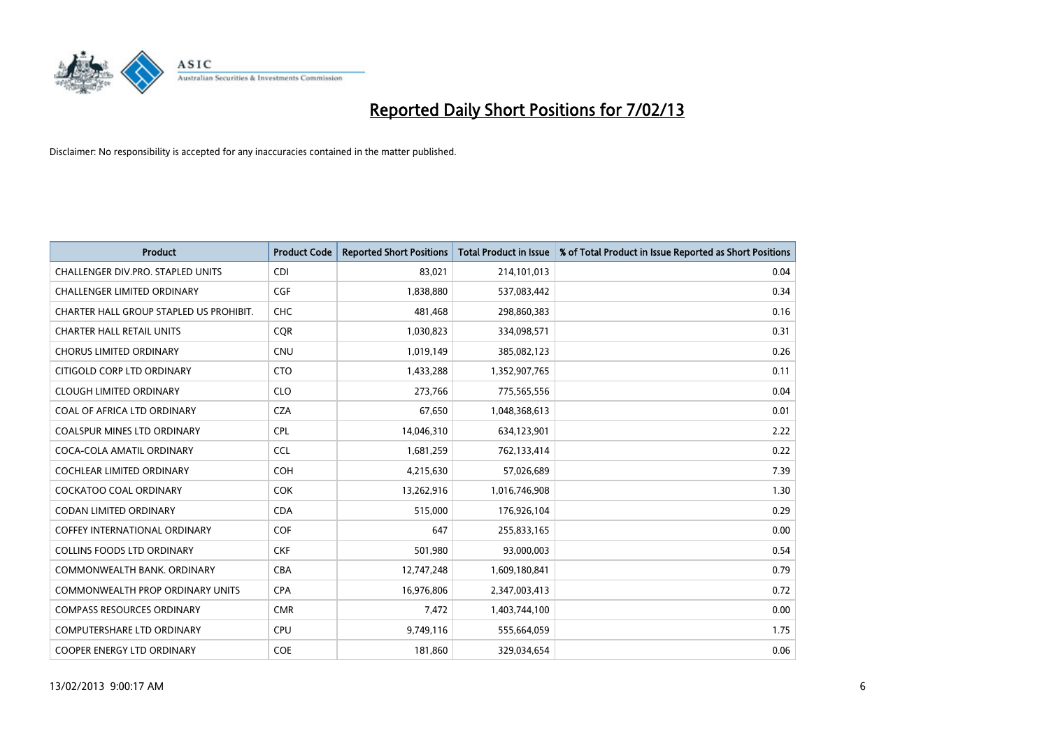# Reported Daily Short Positions for 7/02/13

Disclaimer: No responsibility is accepted for any inaccuracies contained in the matter published.

| Product | Product Code | Reported Short Positions | Total Product in Issue | % of Total Product in Issue Reported as Short Positions |
|---|---|---|---|---|
| CHALLENGER DIV.PRO. STAPLED UNITS | CDI | 83,021 | 214,101,013 | 0.04 |
| CHALLENGER LIMITED ORDINARY | CGF | 1,838,880 | 537,083,442 | 0.34 |
| CHARTER HALL GROUP STAPLED US PROHIBIT. | CHC | 481,468 | 298,860,383 | 0.16 |
| CHARTER HALL RETAIL UNITS | CQR | 1,030,823 | 334,098,571 | 0.31 |
| CHORUS LIMITED ORDINARY | CNU | 1,019,149 | 385,082,123 | 0.26 |
| CITIGOLD CORP LTD ORDINARY | CTO | 1,433,288 | 1,352,907,765 | 0.11 |
| CLOUGH LIMITED ORDINARY | CLO | 273,766 | 775,565,556 | 0.04 |
| COAL OF AFRICA LTD ORDINARY | CZA | 67,650 | 1,048,368,613 | 0.01 |
| COALSPUR MINES LTD ORDINARY | CPL | 14,046,310 | 634,123,901 | 2.22 |
| COCA-COLA AMATIL ORDINARY | CCL | 1,681,259 | 762,133,414 | 0.22 |
| COCHLEAR LIMITED ORDINARY | COH | 4,215,630 | 57,026,689 | 7.39 |
| COCKATOO COAL ORDINARY | COK | 13,262,916 | 1,016,746,908 | 1.30 |
| CODAN LIMITED ORDINARY | CDA | 515,000 | 176,926,104 | 0.29 |
| COFFEY INTERNATIONAL ORDINARY | COF | 647 | 255,833,165 | 0.00 |
| COLLINS FOODS LTD ORDINARY | CKF | 501,980 | 93,000,003 | 0.54 |
| COMMONWEALTH BANK. ORDINARY | CBA | 12,747,248 | 1,609,180,841 | 0.79 |
| COMMONWEALTH PROP ORDINARY UNITS | CPA | 16,976,806 | 2,347,003,413 | 0.72 |
| COMPASS RESOURCES ORDINARY | CMR | 7,472 | 1,403,744,100 | 0.00 |
| COMPUTERSHARE LTD ORDINARY | CPU | 9,749,116 | 555,664,059 | 1.75 |
| COOPER ENERGY LTD ORDINARY | COE | 181,860 | 329,034,654 | 0.06 |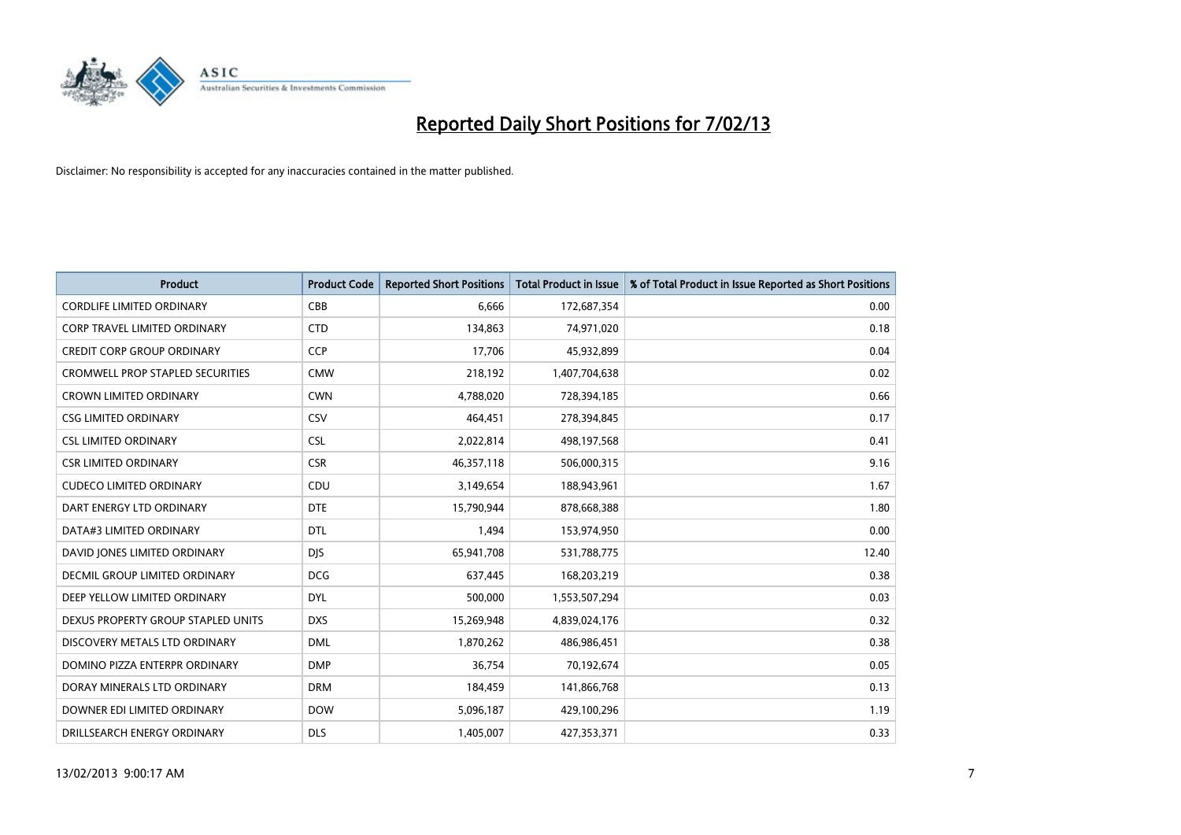# Reported Daily Short Positions for 7/02/13

Disclaimer: No responsibility is accepted for any inaccuracies contained in the matter published.

| Product | Product Code | Reported Short Positions | Total Product in Issue | % of Total Product in Issue Reported as Short Positions |
|---|---|---|---|---|
| CORDLIFE LIMITED ORDINARY | CBB | 6,666 | 172,687,354 | 0.00 |
| CORP TRAVEL LIMITED ORDINARY | CTD | 134,863 | 74,971,020 | 0.18 |
| CREDIT CORP GROUP ORDINARY | CCP | 17,706 | 45,932,899 | 0.04 |
| CROMWELL PROP STAPLED SECURITIES | CMW | 218,192 | 1,407,704,638 | 0.02 |
| CROWN LIMITED ORDINARY | CWN | 4,788,020 | 728,394,185 | 0.66 |
| CSG LIMITED ORDINARY | CSV | 464,451 | 278,394,845 | 0.17 |
| CSL LIMITED ORDINARY | CSL | 2,022,814 | 498,197,568 | 0.41 |
| CSR LIMITED ORDINARY | CSR | 46,357,118 | 506,000,315 | 9.16 |
| CUDECO LIMITED ORDINARY | CDU | 3,149,654 | 188,943,961 | 1.67 |
| DART ENERGY LTD ORDINARY | DTE | 15,790,944 | 878,668,388 | 1.80 |
| DATA#3 LIMITED ORDINARY | DTL | 1,494 | 153,974,950 | 0.00 |
| DAVID JONES LIMITED ORDINARY | DJS | 65,941,708 | 531,788,775 | 12.40 |
| DECMIL GROUP LIMITED ORDINARY | DCG | 637,445 | 168,203,219 | 0.38 |
| DEEP YELLOW LIMITED ORDINARY | DYL | 500,000 | 1,553,507,294 | 0.03 |
| DEXUS PROPERTY GROUP STAPLED UNITS | DXS | 15,269,948 | 4,839,024,176 | 0.32 |
| DISCOVERY METALS LTD ORDINARY | DML | 1,870,262 | 486,986,451 | 0.38 |
| DOMINO PIZZA ENTERPR ORDINARY | DMP | 36,754 | 70,192,674 | 0.05 |
| DORAY MINERALS LTD ORDINARY | DRM | 184,459 | 141,866,768 | 0.13 |
| DOWNER EDI LIMITED ORDINARY | DOW | 5,096,187 | 429,100,296 | 1.19 |
| DRILLSEARCH ENERGY ORDINARY | DLS | 1,405,007 | 427,353,371 | 0.33 |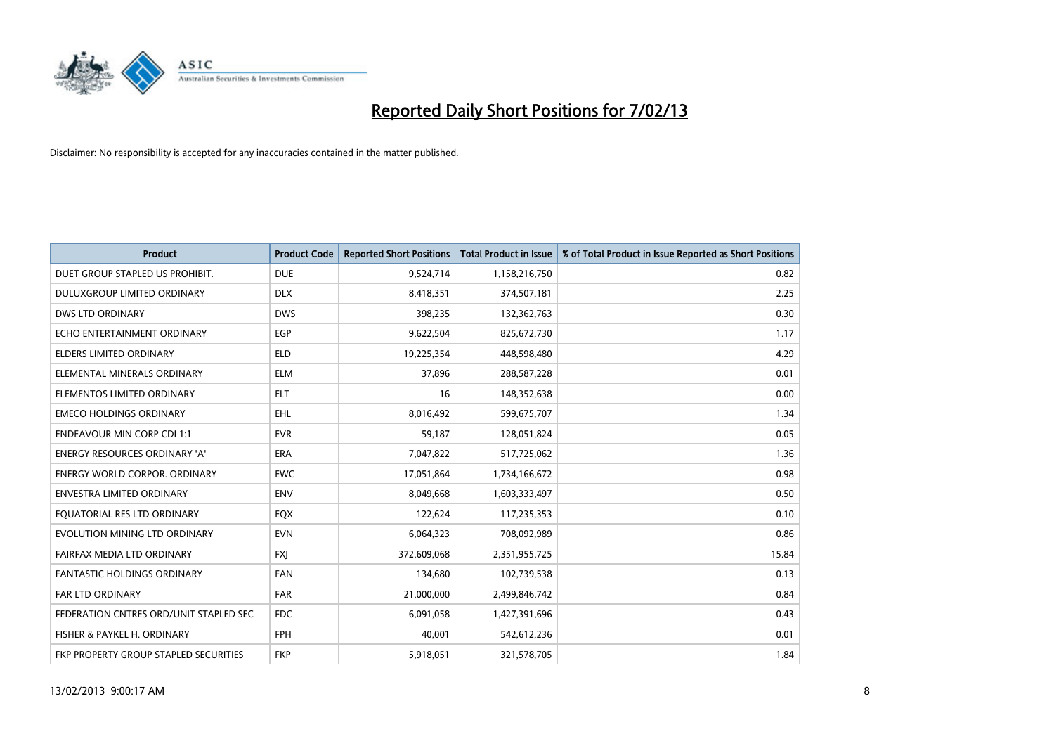# Reported Daily Short Positions for 7/02/13

Disclaimer: No responsibility is accepted for any inaccuracies contained in the matter published.

| Product | Product Code | Reported Short Positions | Total Product in Issue | % of Total Product in Issue Reported as Short Positions |
|---|---|---|---|---|
| DUET GROUP STAPLED US PROHIBIT. | DUE | 9,524,714 | 1,158,216,750 | 0.82 |
| DULUXGROUP LIMITED ORDINARY | DLX | 8,418,351 | 374,507,181 | 2.25 |
| DWS LTD ORDINARY | DWS | 398,235 | 132,362,763 | 0.30 |
| ECHO ENTERTAINMENT ORDINARY | EGP | 9,622,504 | 825,672,730 | 1.17 |
| ELDERS LIMITED ORDINARY | ELD | 19,225,354 | 448,598,480 | 4.29 |
| ELEMENTAL MINERALS ORDINARY | ELM | 37,896 | 288,587,228 | 0.01 |
| ELEMENTOS LIMITED ORDINARY | ELT | 16 | 148,352,638 | 0.00 |
| EMECO HOLDINGS ORDINARY | EHL | 8,016,492 | 599,675,707 | 1.34 |
| ENDEAVOUR MIN CORP CDI 1:1 | EVR | 59,187 | 128,051,824 | 0.05 |
| ENERGY RESOURCES ORDINARY 'A' | ERA | 7,047,822 | 517,725,062 | 1.36 |
| ENERGY WORLD CORPOR. ORDINARY | EWC | 17,051,864 | 1,734,166,672 | 0.98 |
| ENVESTRA LIMITED ORDINARY | ENV | 8,049,668 | 1,603,333,497 | 0.50 |
| EQUATORIAL RES LTD ORDINARY | EQX | 122,624 | 117,235,353 | 0.10 |
| EVOLUTION MINING LTD ORDINARY | EVN | 6,064,323 | 708,092,989 | 0.86 |
| FAIRFAX MEDIA LTD ORDINARY | FXJ | 372,609,068 | 2,351,955,725 | 15.84 |
| FANTASTIC HOLDINGS ORDINARY | FAN | 134,680 | 102,739,538 | 0.13 |
| FAR LTD ORDINARY | FAR | 21,000,000 | 2,499,846,742 | 0.84 |
| FEDERATION CNTRES ORD/UNIT STAPLED SEC | FDC | 6,091,058 | 1,427,391,696 | 0.43 |
| FISHER & PAYKEL H. ORDINARY | FPH | 40,001 | 542,612,236 | 0.01 |
| FKP PROPERTY GROUP STAPLED SECURITIES | FKP | 5,918,051 | 321,578,705 | 1.84 |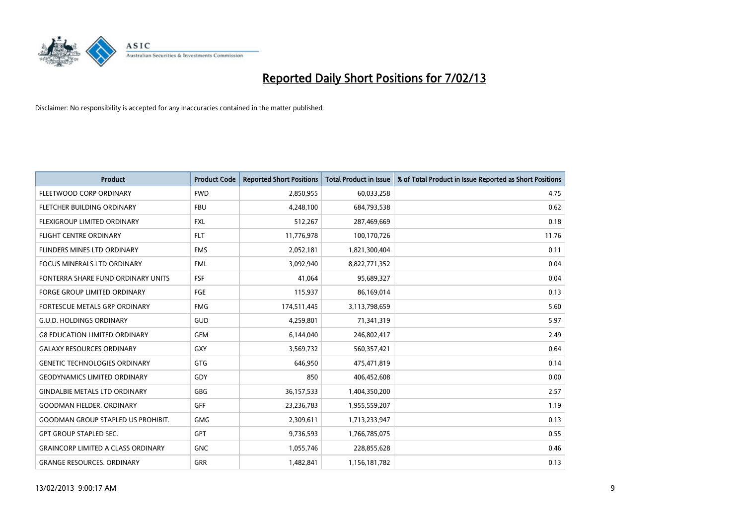# Reported Daily Short Positions for 7/02/13

Disclaimer: No responsibility is accepted for any inaccuracies contained in the matter published.

| Product | Product Code | Reported Short Positions | Total Product in Issue | % of Total Product in Issue Reported as Short Positions |
|---|---|---|---|---|
| FLEETWOOD CORP ORDINARY | FWD | 2,850,955 | 60,033,258 | 4.75 |
| FLETCHER BUILDING ORDINARY | FBU | 4,248,100 | 684,793,538 | 0.62 |
| FLEXIGROUP LIMITED ORDINARY | FXL | 512,267 | 287,469,669 | 0.18 |
| FLIGHT CENTRE ORDINARY | FLT | 11,776,978 | 100,170,726 | 11.76 |
| FLINDERS MINES LTD ORDINARY | FMS | 2,052,181 | 1,821,300,404 | 0.11 |
| FOCUS MINERALS LTD ORDINARY | FML | 3,092,940 | 8,822,771,352 | 0.04 |
| FONTERRA SHARE FUND ORDINARY UNITS | FSF | 41,064 | 95,689,327 | 0.04 |
| FORGE GROUP LIMITED ORDINARY | FGE | 115,937 | 86,169,014 | 0.13 |
| FORTESCUE METALS GRP ORDINARY | FMG | 174,511,445 | 3,113,798,659 | 5.60 |
| G.U.D. HOLDINGS ORDINARY | GUD | 4,259,801 | 71,341,319 | 5.97 |
| G8 EDUCATION LIMITED ORDINARY | GEM | 6,144,040 | 246,802,417 | 2.49 |
| GALAXY RESOURCES ORDINARY | GXY | 3,569,732 | 560,357,421 | 0.64 |
| GENETIC TECHNOLOGIES ORDINARY | GTG | 646,950 | 475,471,819 | 0.14 |
| GEODYNAMICS LIMITED ORDINARY | GDY | 850 | 406,452,608 | 0.00 |
| GINDALBIE METALS LTD ORDINARY | GBG | 36,157,533 | 1,404,350,200 | 2.57 |
| GOODMAN FIELDER. ORDINARY | GFF | 23,236,783 | 1,955,559,207 | 1.19 |
| GOODMAN GROUP STAPLED US PROHIBIT. | GMG | 2,309,611 | 1,713,233,947 | 0.13 |
| GPT GROUP STAPLED SEC. | GPT | 9,736,593 | 1,766,785,075 | 0.55 |
| GRAINCORP LIMITED A CLASS ORDINARY | GNC | 1,055,746 | 228,855,628 | 0.46 |
| GRANGE RESOURCES. ORDINARY | GRR | 1,482,841 | 1,156,181,782 | 0.13 |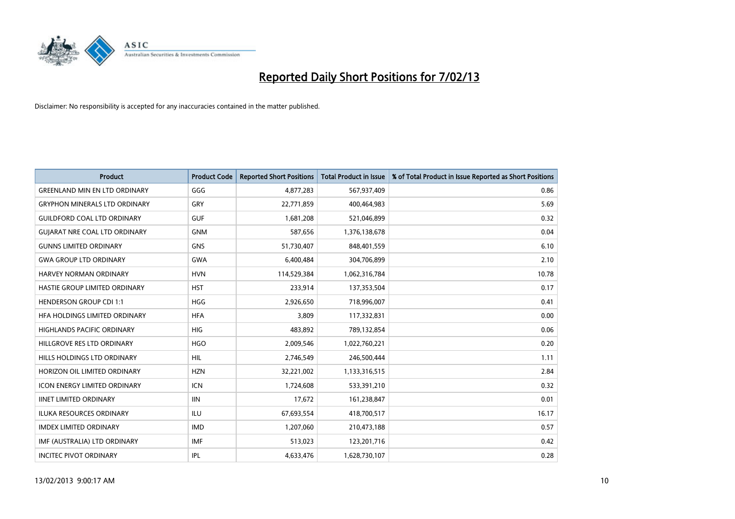# Reported Daily Short Positions for 7/02/13

Disclaimer: No responsibility is accepted for any inaccuracies contained in the matter published.

| Product | Product Code | Reported Short Positions | Total Product in Issue | % of Total Product in Issue Reported as Short Positions |
|---|---|---|---|---|
| GREENLAND MIN EN LTD ORDINARY | GGG | 4,877,283 | 567,937,409 | 0.86 |
| GRYPHON MINERALS LTD ORDINARY | GRY | 22,771,859 | 400,464,983 | 5.69 |
| GUILDFORD COAL LTD ORDINARY | GUF | 1,681,208 | 521,046,899 | 0.32 |
| GUJARAT NRE COAL LTD ORDINARY | GNM | 587,656 | 1,376,138,678 | 0.04 |
| GUNNS LIMITED ORDINARY | GNS | 51,730,407 | 848,401,559 | 6.10 |
| GWA GROUP LTD ORDINARY | GWA | 6,400,484 | 304,706,899 | 2.10 |
| HARVEY NORMAN ORDINARY | HVN | 114,529,384 | 1,062,316,784 | 10.78 |
| HASTIE GROUP LIMITED ORDINARY | HST | 233,914 | 137,353,504 | 0.17 |
| HENDERSON GROUP CDI 1:1 | HGG | 2,926,650 | 718,996,007 | 0.41 |
| HFA HOLDINGS LIMITED ORDINARY | HFA | 3,809 | 117,332,831 | 0.00 |
| HIGHLANDS PACIFIC ORDINARY | HIG | 483,892 | 789,132,854 | 0.06 |
| HILLGROVE RES LTD ORDINARY | HGO | 2,009,546 | 1,022,760,221 | 0.20 |
| HILLS HOLDINGS LTD ORDINARY | HIL | 2,746,549 | 246,500,444 | 1.11 |
| HORIZON OIL LIMITED ORDINARY | HZN | 32,221,002 | 1,133,316,515 | 2.84 |
| ICON ENERGY LIMITED ORDINARY | ICN | 1,724,608 | 533,391,210 | 0.32 |
| IINET LIMITED ORDINARY | IIN | 17,672 | 161,238,847 | 0.01 |
| ILUKA RESOURCES ORDINARY | ILU | 67,693,554 | 418,700,517 | 16.17 |
| IMDEX LIMITED ORDINARY | IMD | 1,207,060 | 210,473,188 | 0.57 |
| IMF (AUSTRALIA) LTD ORDINARY | IMF | 513,023 | 123,201,716 | 0.42 |
| INCITEC PIVOT ORDINARY | IPL | 4,633,476 | 1,628,730,107 | 0.28 |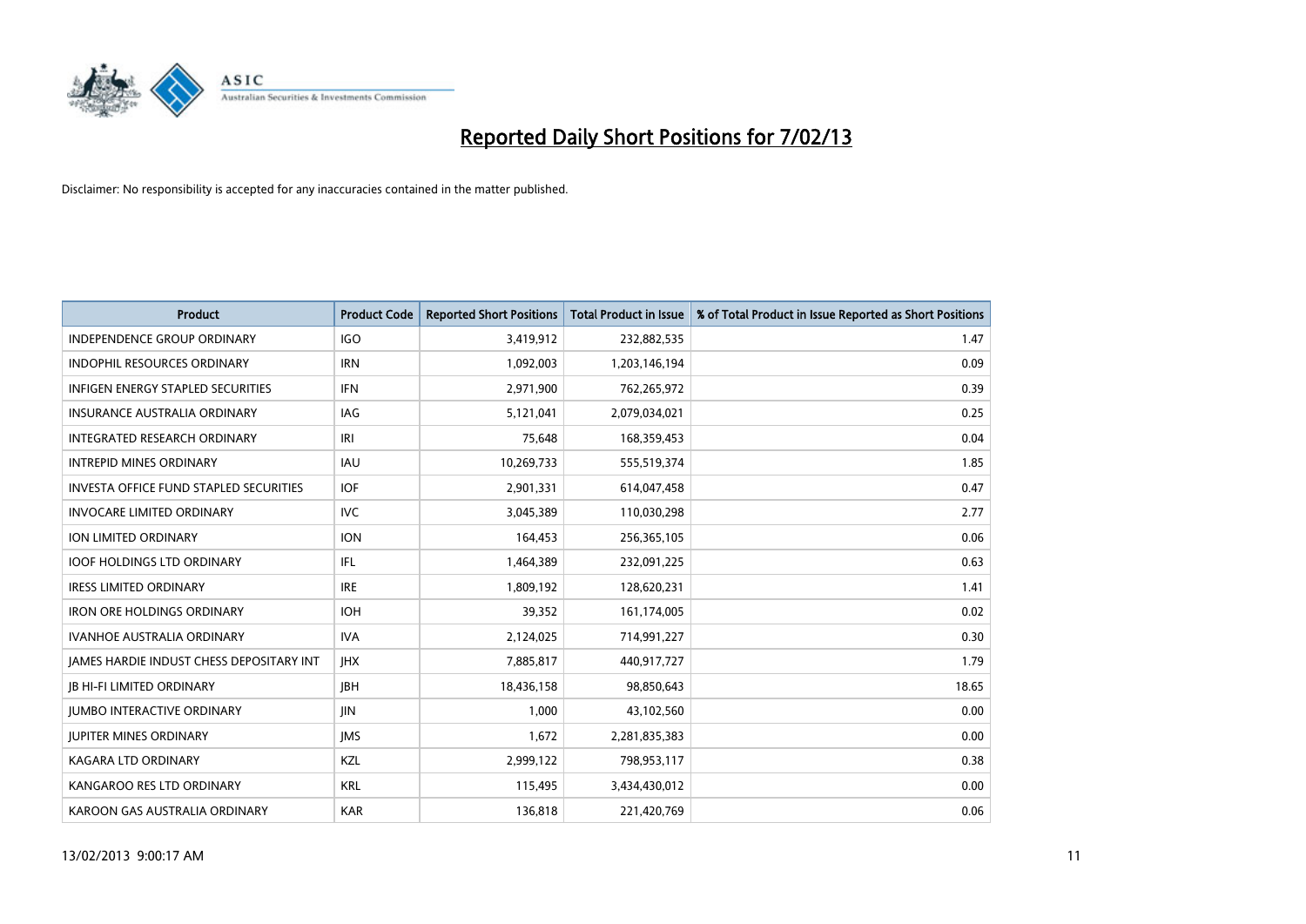# Reported Daily Short Positions for 7/02/13

Disclaimer: No responsibility is accepted for any inaccuracies contained in the matter published.

| Product | Product Code | Reported Short Positions | Total Product in Issue | % of Total Product in Issue Reported as Short Positions |
|---|---|---|---|---|
| INDEPENDENCE GROUP ORDINARY | IGO | 3,419,912 | 232,882,535 | 1.47 |
| INDOPHIL RESOURCES ORDINARY | IRN | 1,092,003 | 1,203,146,194 | 0.09 |
| INFIGEN ENERGY STAPLED SECURITIES | IFN | 2,971,900 | 762,265,972 | 0.39 |
| INSURANCE AUSTRALIA ORDINARY | IAG | 5,121,041 | 2,079,034,021 | 0.25 |
| INTEGRATED RESEARCH ORDINARY | IRI | 75,648 | 168,359,453 | 0.04 |
| INTREPID MINES ORDINARY | IAU | 10,269,733 | 555,519,374 | 1.85 |
| INVESTA OFFICE FUND STAPLED SECURITIES | IOF | 2,901,331 | 614,047,458 | 0.47 |
| INVOCARE LIMITED ORDINARY | IVC | 3,045,389 | 110,030,298 | 2.77 |
| ION LIMITED ORDINARY | ION | 164,453 | 256,365,105 | 0.06 |
| IOOF HOLDINGS LTD ORDINARY | IFL | 1,464,389 | 232,091,225 | 0.63 |
| IRESS LIMITED ORDINARY | IRE | 1,809,192 | 128,620,231 | 1.41 |
| IRON ORE HOLDINGS ORDINARY | IOH | 39,352 | 161,174,005 | 0.02 |
| IVANHOE AUSTRALIA ORDINARY | IVA | 2,124,025 | 714,991,227 | 0.30 |
| JAMES HARDIE INDUST CHESS DEPOSITARY INT | JHX | 7,885,817 | 440,917,727 | 1.79 |
| JB HI-FI LIMITED ORDINARY | JBH | 18,436,158 | 98,850,643 | 18.65 |
| JUMBO INTERACTIVE ORDINARY | JIN | 1,000 | 43,102,560 | 0.00 |
| JUPITER MINES ORDINARY | JMS | 1,672 | 2,281,835,383 | 0.00 |
| KAGARA LTD ORDINARY | KZL | 2,999,122 | 798,953,117 | 0.38 |
| KANGAROO RES LTD ORDINARY | KRL | 115,495 | 3,434,430,012 | 0.00 |
| KAROON GAS AUSTRALIA ORDINARY | KAR | 136,818 | 221,420,769 | 0.06 |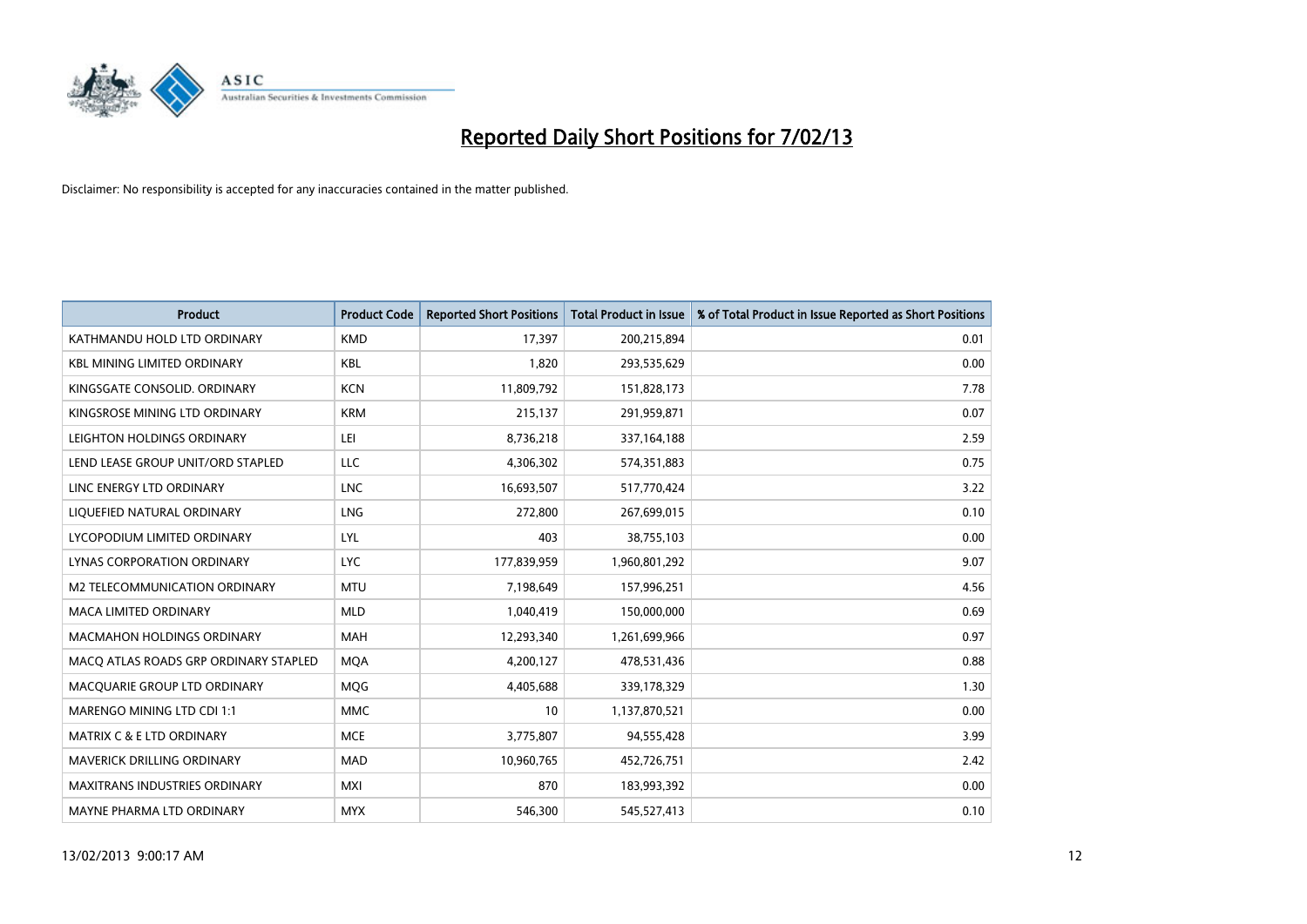# Reported Daily Short Positions for 7/02/13

Disclaimer: No responsibility is accepted for any inaccuracies contained in the matter published.

| Product | Product Code | Reported Short Positions | Total Product in Issue | % of Total Product in Issue Reported as Short Positions |
|---|---|---|---|---|
| KATHMANDU HOLD LTD ORDINARY | KMD | 17,397 | 200,215,894 | 0.01 |
| KBL MINING LIMITED ORDINARY | KBL | 1,820 | 293,535,629 | 0.00 |
| KINGSGATE CONSOLID. ORDINARY | KCN | 11,809,792 | 151,828,173 | 7.78 |
| KINGSROSE MINING LTD ORDINARY | KRM | 215,137 | 291,959,871 | 0.07 |
| LEIGHTON HOLDINGS ORDINARY | LEI | 8,736,218 | 337,164,188 | 2.59 |
| LEND LEASE GROUP UNIT/ORD STAPLED | LLC | 4,306,302 | 574,351,883 | 0.75 |
| LINC ENERGY LTD ORDINARY | LNC | 16,693,507 | 517,770,424 | 3.22 |
| LIQUEFIED NATURAL ORDINARY | LNG | 272,800 | 267,699,015 | 0.10 |
| LYCOPODIUM LIMITED ORDINARY | LYL | 403 | 38,755,103 | 0.00 |
| LYNAS CORPORATION ORDINARY | LYC | 177,839,959 | 1,960,801,292 | 9.07 |
| M2 TELECOMMUNICATION ORDINARY | MTU | 7,198,649 | 157,996,251 | 4.56 |
| MACA LIMITED ORDINARY | MLD | 1,040,419 | 150,000,000 | 0.69 |
| MACMAHON HOLDINGS ORDINARY | MAH | 12,293,340 | 1,261,699,966 | 0.97 |
| MACQ ATLAS ROADS GRP ORDINARY STAPLED | MQA | 4,200,127 | 478,531,436 | 0.88 |
| MACQUARIE GROUP LTD ORDINARY | MQG | 4,405,688 | 339,178,329 | 1.30 |
| MARENGO MINING LTD CDI 1:1 | MMC | 10 | 1,137,870,521 | 0.00 |
| MATRIX C & E LTD ORDINARY | MCE | 3,775,807 | 94,555,428 | 3.99 |
| MAVERICK DRILLING ORDINARY | MAD | 10,960,765 | 452,726,751 | 2.42 |
| MAXITRANS INDUSTRIES ORDINARY | MXI | 870 | 183,993,392 | 0.00 |
| MAYNE PHARMA LTD ORDINARY | MYX | 546,300 | 545,527,413 | 0.10 |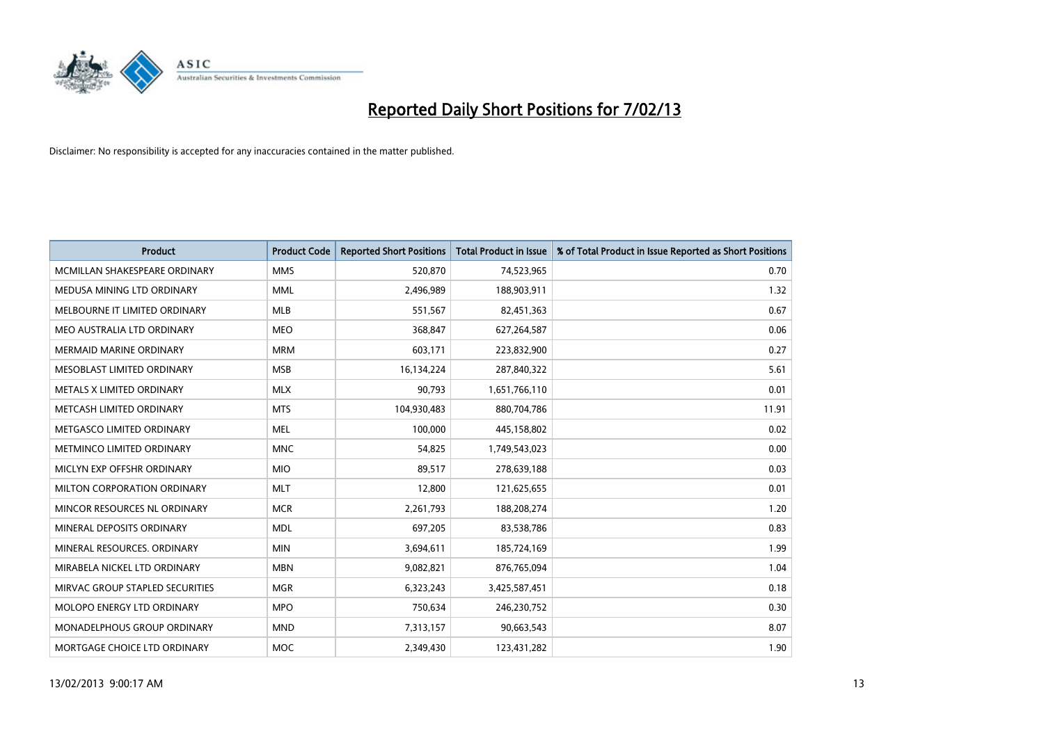# Reported Daily Short Positions for 7/02/13

Disclaimer: No responsibility is accepted for any inaccuracies contained in the matter published.

| Product | Product Code | Reported Short Positions | Total Product in Issue | % of Total Product in Issue Reported as Short Positions |
|---|---|---|---|---|
| MCMILLAN SHAKESPEARE ORDINARY | MMS | 520,870 | 74,523,965 | 0.70 |
| MEDUSA MINING LTD ORDINARY | MML | 2,496,989 | 188,903,911 | 1.32 |
| MELBOURNE IT LIMITED ORDINARY | MLB | 551,567 | 82,451,363 | 0.67 |
| MEO AUSTRALIA LTD ORDINARY | MEO | 368,847 | 627,264,587 | 0.06 |
| MERMAID MARINE ORDINARY | MRM | 603,171 | 223,832,900 | 0.27 |
| MESOBLAST LIMITED ORDINARY | MSB | 16,134,224 | 287,840,322 | 5.61 |
| METALS X LIMITED ORDINARY | MLX | 90,793 | 1,651,766,110 | 0.01 |
| METCASH LIMITED ORDINARY | MTS | 104,930,483 | 880,704,786 | 11.91 |
| METGASCO LIMITED ORDINARY | MEL | 100,000 | 445,158,802 | 0.02 |
| METMINCO LIMITED ORDINARY | MNC | 54,825 | 1,749,543,023 | 0.00 |
| MICLYN EXP OFFSHR ORDINARY | MIO | 89,517 | 278,639,188 | 0.03 |
| MILTON CORPORATION ORDINARY | MLT | 12,800 | 121,625,655 | 0.01 |
| MINCOR RESOURCES NL ORDINARY | MCR | 2,261,793 | 188,208,274 | 1.20 |
| MINERAL DEPOSITS ORDINARY | MDL | 697,205 | 83,538,786 | 0.83 |
| MINERAL RESOURCES. ORDINARY | MIN | 3,694,611 | 185,724,169 | 1.99 |
| MIRABELA NICKEL LTD ORDINARY | MBN | 9,082,821 | 876,765,094 | 1.04 |
| MIRVAC GROUP STAPLED SECURITIES | MGR | 6,323,243 | 3,425,587,451 | 0.18 |
| MOLOPO ENERGY LTD ORDINARY | MPO | 750,634 | 246,230,752 | 0.30 |
| MONADELPHOUS GROUP ORDINARY | MND | 7,313,157 | 90,663,543 | 8.07 |
| MORTGAGE CHOICE LTD ORDINARY | MOC | 2,349,430 | 123,431,282 | 1.90 |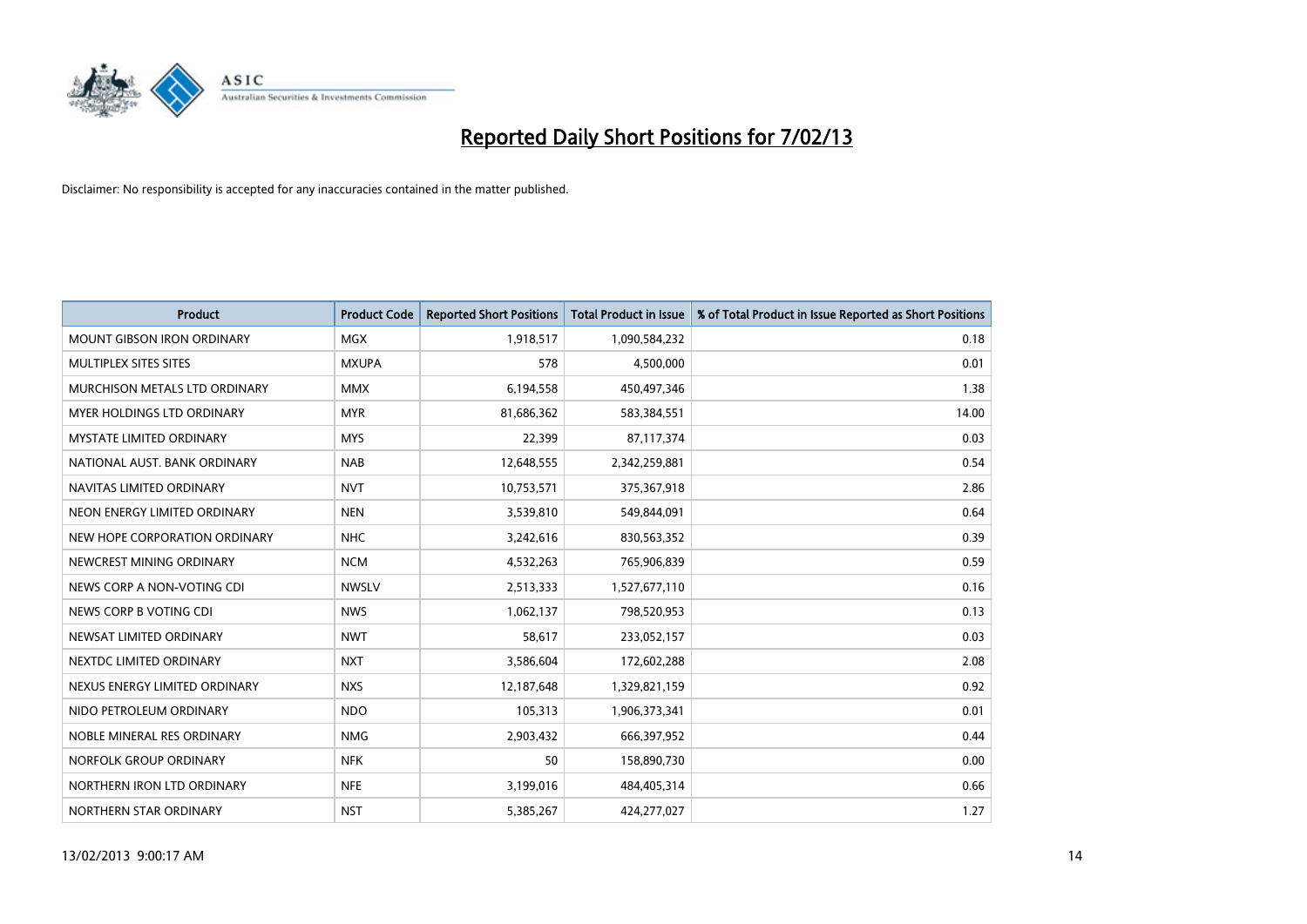# Reported Daily Short Positions for 7/02/13

Disclaimer: No responsibility is accepted for any inaccuracies contained in the matter published.

| Product | Product Code | Reported Short Positions | Total Product in Issue | % of Total Product in Issue Reported as Short Positions |
|---|---|---|---|---|
| MOUNT GIBSON IRON ORDINARY | MGX | 1,918,517 | 1,090,584,232 | 0.18 |
| MULTIPLEX SITES SITES | MXUPA | 578 | 4,500,000 | 0.01 |
| MURCHISON METALS LTD ORDINARY | MMX | 6,194,558 | 450,497,346 | 1.38 |
| MYER HOLDINGS LTD ORDINARY | MYR | 81,686,362 | 583,384,551 | 14.00 |
| MYSTATE LIMITED ORDINARY | MYS | 22,399 | 87,117,374 | 0.03 |
| NATIONAL AUST. BANK ORDINARY | NAB | 12,648,555 | 2,342,259,881 | 0.54 |
| NAVITAS LIMITED ORDINARY | NVT | 10,753,571 | 375,367,918 | 2.86 |
| NEON ENERGY LIMITED ORDINARY | NEN | 3,539,810 | 549,844,091 | 0.64 |
| NEW HOPE CORPORATION ORDINARY | NHC | 3,242,616 | 830,563,352 | 0.39 |
| NEWCREST MINING ORDINARY | NCM | 4,532,263 | 765,906,839 | 0.59 |
| NEWS CORP A NON-VOTING CDI | NWSLV | 2,513,333 | 1,527,677,110 | 0.16 |
| NEWS CORP B VOTING CDI | NWS | 1,062,137 | 798,520,953 | 0.13 |
| NEWSAT LIMITED ORDINARY | NWT | 58,617 | 233,052,157 | 0.03 |
| NEXTDC LIMITED ORDINARY | NXT | 3,586,604 | 172,602,288 | 2.08 |
| NEXUS ENERGY LIMITED ORDINARY | NXS | 12,187,648 | 1,329,821,159 | 0.92 |
| NIDO PETROLEUM ORDINARY | NDO | 105,313 | 1,906,373,341 | 0.01 |
| NOBLE MINERAL RES ORDINARY | NMG | 2,903,432 | 666,397,952 | 0.44 |
| NORFOLK GROUP ORDINARY | NFK | 50 | 158,890,730 | 0.00 |
| NORTHERN IRON LTD ORDINARY | NFE | 3,199,016 | 484,405,314 | 0.66 |
| NORTHERN STAR ORDINARY | NST | 5,385,267 | 424,277,027 | 1.27 |

13/02/2013 9:00:17 AM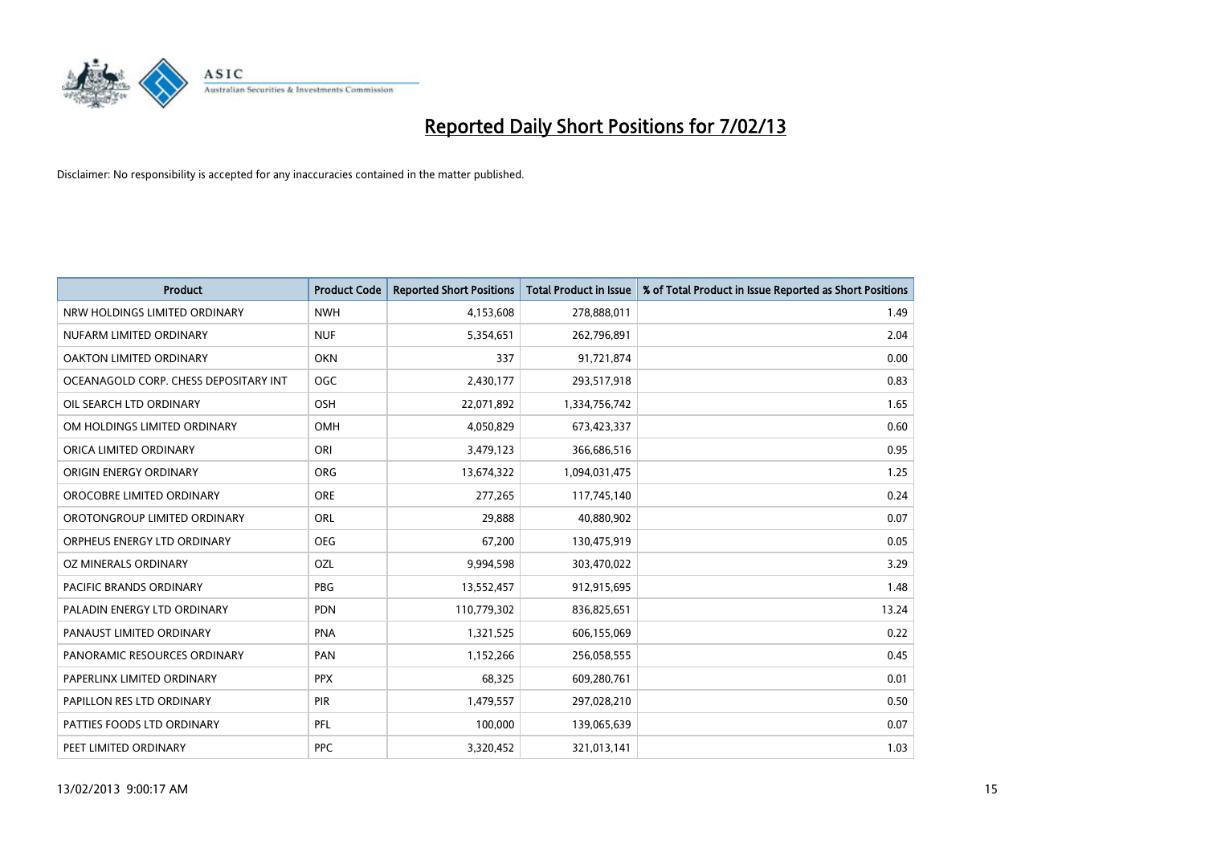# Reported Daily Short Positions for 7/02/13

Disclaimer: No responsibility is accepted for any inaccuracies contained in the matter published.

| Product | Product Code | Reported Short Positions | Total Product in Issue | % of Total Product in Issue Reported as Short Positions |
|---|---|---|---|---|
| NRW HOLDINGS LIMITED ORDINARY | NWH | 4,153,608 | 278,888,011 | 1.49 |
| NUFARM LIMITED ORDINARY | NUF | 5,354,651 | 262,796,891 | 2.04 |
| OAKTON LIMITED ORDINARY | OKN | 337 | 91,721,874 | 0.00 |
| OCEANAGOLD CORP. CHESS DEPOSITARY INT | OGC | 2,430,177 | 293,517,918 | 0.83 |
| OIL SEARCH LTD ORDINARY | OSH | 22,071,892 | 1,334,756,742 | 1.65 |
| OM HOLDINGS LIMITED ORDINARY | OMH | 4,050,829 | 673,423,337 | 0.60 |
| ORICA LIMITED ORDINARY | ORI | 3,479,123 | 366,686,516 | 0.95 |
| ORIGIN ENERGY ORDINARY | ORG | 13,674,322 | 1,094,031,475 | 1.25 |
| OROCOBRE LIMITED ORDINARY | ORE | 277,265 | 117,745,140 | 0.24 |
| OROTONGROUP LIMITED ORDINARY | ORL | 29,888 | 40,880,902 | 0.07 |
| ORPHEUS ENERGY LTD ORDINARY | OEG | 67,200 | 130,475,919 | 0.05 |
| OZ MINERALS ORDINARY | OZL | 9,994,598 | 303,470,022 | 3.29 |
| PACIFIC BRANDS ORDINARY | PBG | 13,552,457 | 912,915,695 | 1.48 |
| PALADIN ENERGY LTD ORDINARY | PDN | 110,779,302 | 836,825,651 | 13.24 |
| PANAUST LIMITED ORDINARY | PNA | 1,321,525 | 606,155,069 | 0.22 |
| PANORAMIC RESOURCES ORDINARY | PAN | 1,152,266 | 256,058,555 | 0.45 |
| PAPERLINX LIMITED ORDINARY | PPX | 68,325 | 609,280,761 | 0.01 |
| PAPILLON RES LTD ORDINARY | PIR | 1,479,557 | 297,028,210 | 0.50 |
| PATTIES FOODS LTD ORDINARY | PFL | 100,000 | 139,065,639 | 0.07 |
| PEET LIMITED ORDINARY | PPC | 3,320,452 | 321,013,141 | 1.03 |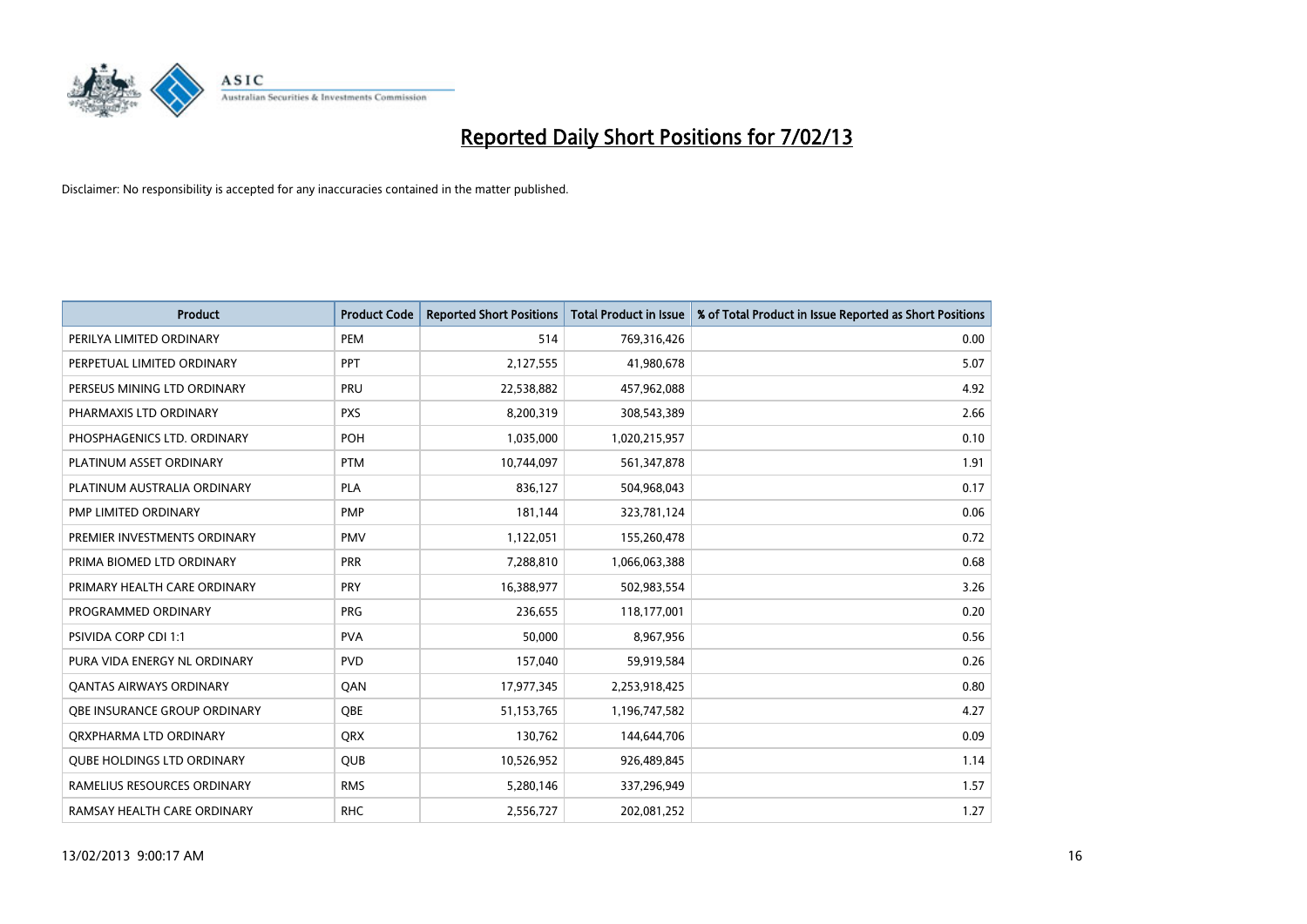# Reported Daily Short Positions for 7/02/13

Disclaimer: No responsibility is accepted for any inaccuracies contained in the matter published.

| Product | Product Code | Reported Short Positions | Total Product in Issue | % of Total Product in Issue Reported as Short Positions |
|---|---|---|---|---|
| PERILYA LIMITED ORDINARY | PEM | 514 | 769,316,426 | 0.00 |
| PERPETUAL LIMITED ORDINARY | PPT | 2,127,555 | 41,980,678 | 5.07 |
| PERSEUS MINING LTD ORDINARY | PRU | 22,538,882 | 457,962,088 | 4.92 |
| PHARMAXIS LTD ORDINARY | PXS | 8,200,319 | 308,543,389 | 2.66 |
| PHOSPHAGENICS LTD. ORDINARY | POH | 1,035,000 | 1,020,215,957 | 0.10 |
| PLATINUM ASSET ORDINARY | PTM | 10,744,097 | 561,347,878 | 1.91 |
| PLATINUM AUSTRALIA ORDINARY | PLA | 836,127 | 504,968,043 | 0.17 |
| PMP LIMITED ORDINARY | PMP | 181,144 | 323,781,124 | 0.06 |
| PREMIER INVESTMENTS ORDINARY | PMV | 1,122,051 | 155,260,478 | 0.72 |
| PRIMA BIOMED LTD ORDINARY | PRR | 7,288,810 | 1,066,063,388 | 0.68 |
| PRIMARY HEALTH CARE ORDINARY | PRY | 16,388,977 | 502,983,554 | 3.26 |
| PROGRAMMED ORDINARY | PRG | 236,655 | 118,177,001 | 0.20 |
| PSIVIDA CORP CDI 1:1 | PVA | 50,000 | 8,967,956 | 0.56 |
| PURA VIDA ENERGY NL ORDINARY | PVD | 157,040 | 59,919,584 | 0.26 |
| QANTAS AIRWAYS ORDINARY | QAN | 17,977,345 | 2,253,918,425 | 0.80 |
| QBE INSURANCE GROUP ORDINARY | QBE | 51,153,765 | 1,196,747,582 | 4.27 |
| QRXPHARMA LTD ORDINARY | QRX | 130,762 | 144,644,706 | 0.09 |
| QUBE HOLDINGS LTD ORDINARY | QUB | 10,526,952 | 926,489,845 | 1.14 |
| RAMELIUS RESOURCES ORDINARY | RMS | 5,280,146 | 337,296,949 | 1.57 |
| RAMSAY HEALTH CARE ORDINARY | RHC | 2,556,727 | 202,081,252 | 1.27 |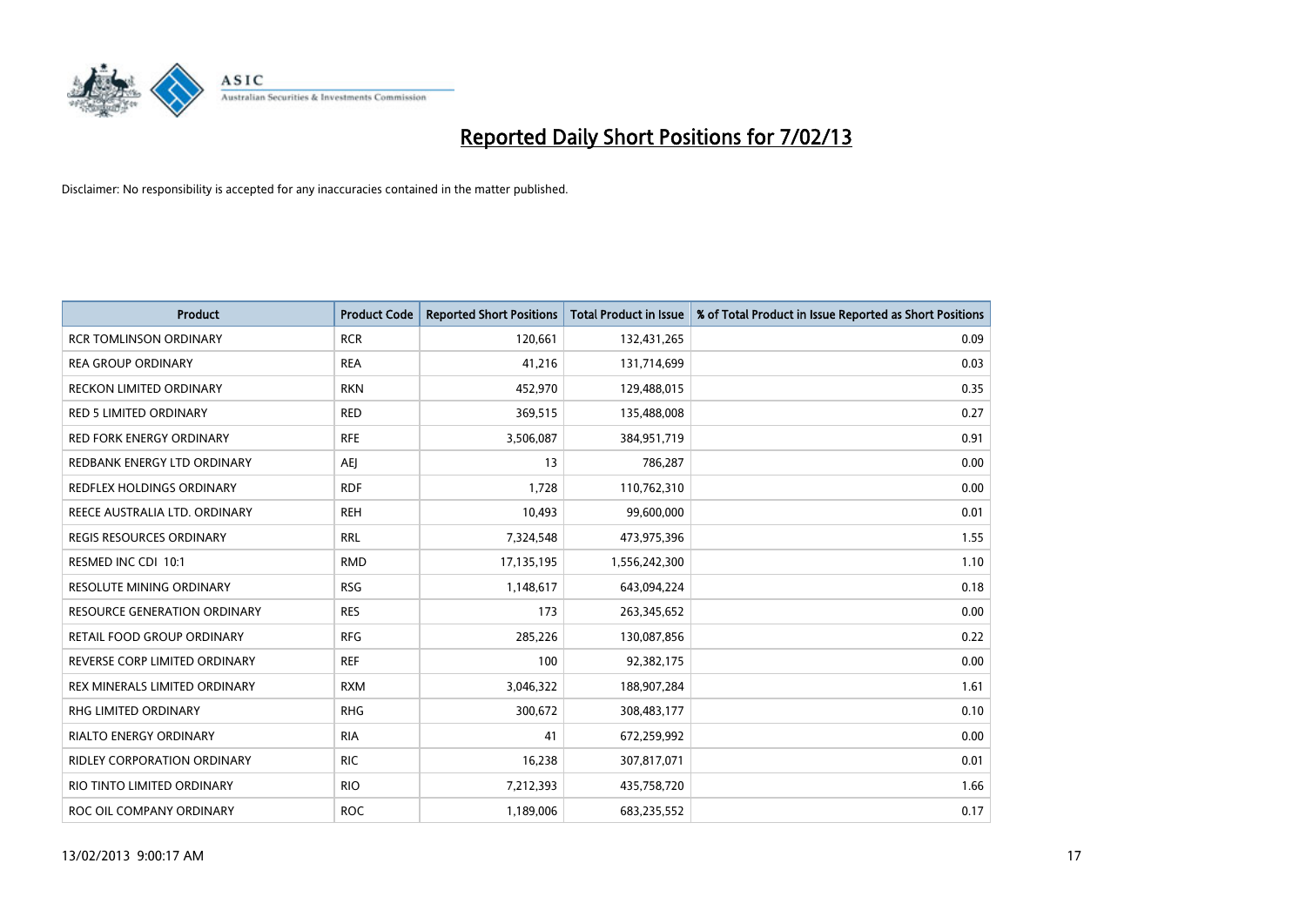# Reported Daily Short Positions for 7/02/13

Disclaimer: No responsibility is accepted for any inaccuracies contained in the matter published.

| Product | Product Code | Reported Short Positions | Total Product in Issue | % of Total Product in Issue Reported as Short Positions |
|---|---|---|---|---|
| RCR TOMLINSON ORDINARY | RCR | 120,661 | 132,431,265 | 0.09 |
| REA GROUP ORDINARY | REA | 41,216 | 131,714,699 | 0.03 |
| RECKON LIMITED ORDINARY | RKN | 452,970 | 129,488,015 | 0.35 |
| RED 5 LIMITED ORDINARY | RED | 369,515 | 135,488,008 | 0.27 |
| RED FORK ENERGY ORDINARY | RFE | 3,506,087 | 384,951,719 | 0.91 |
| REDBANK ENERGY LTD ORDINARY | AEJ | 13 | 786,287 | 0.00 |
| REDFLEX HOLDINGS ORDINARY | RDF | 1,728 | 110,762,310 | 0.00 |
| REECE AUSTRALIA LTD. ORDINARY | REH | 10,493 | 99,600,000 | 0.01 |
| REGIS RESOURCES ORDINARY | RRL | 7,324,548 | 473,975,396 | 1.55 |
| RESMED INC CDI 10:1 | RMD | 17,135,195 | 1,556,242,300 | 1.10 |
| RESOLUTE MINING ORDINARY | RSG | 1,148,617 | 643,094,224 | 0.18 |
| RESOURCE GENERATION ORDINARY | RES | 173 | 263,345,652 | 0.00 |
| RETAIL FOOD GROUP ORDINARY | RFG | 285,226 | 130,087,856 | 0.22 |
| REVERSE CORP LIMITED ORDINARY | REF | 100 | 92,382,175 | 0.00 |
| REX MINERALS LIMITED ORDINARY | RXM | 3,046,322 | 188,907,284 | 1.61 |
| RHG LIMITED ORDINARY | RHG | 300,672 | 308,483,177 | 0.10 |
| RIALTO ENERGY ORDINARY | RIA | 41 | 672,259,992 | 0.00 |
| RIDLEY CORPORATION ORDINARY | RIC | 16,238 | 307,817,071 | 0.01 |
| RIO TINTO LIMITED ORDINARY | RIO | 7,212,393 | 435,758,720 | 1.66 |
| ROC OIL COMPANY ORDINARY | ROC | 1,189,006 | 683,235,552 | 0.17 |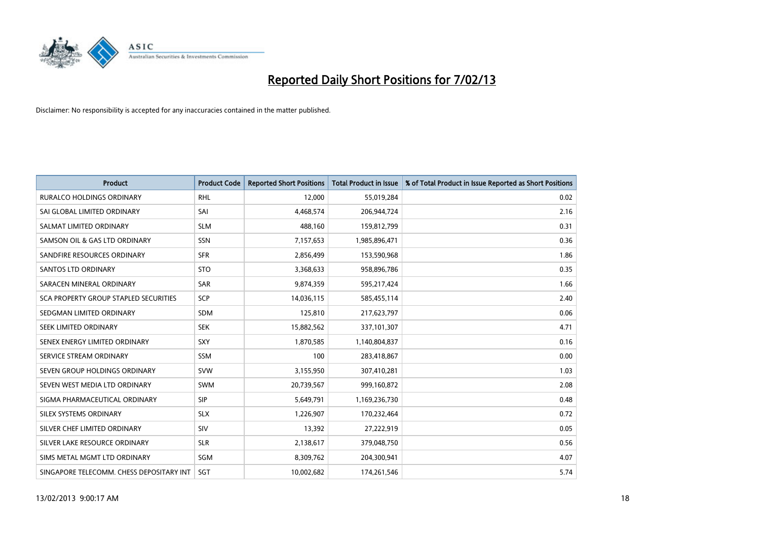# Reported Daily Short Positions for 7/02/13

Disclaimer: No responsibility is accepted for any inaccuracies contained in the matter published.

| Product | Product Code | Reported Short Positions | Total Product in Issue | % of Total Product in Issue Reported as Short Positions |
|---|---|---|---|---|
| RURALCO HOLDINGS ORDINARY | RHL | 12,000 | 55,019,284 | 0.02 |
| SAI GLOBAL LIMITED ORDINARY | SAI | 4,468,574 | 206,944,724 | 2.16 |
| SALMAT LIMITED ORDINARY | SLM | 488,160 | 159,812,799 | 0.31 |
| SAMSON OIL & GAS LTD ORDINARY | SSN | 7,157,653 | 1,985,896,471 | 0.36 |
| SANDFIRE RESOURCES ORDINARY | SFR | 2,856,499 | 153,590,968 | 1.86 |
| SANTOS LTD ORDINARY | STO | 3,368,633 | 958,896,786 | 0.35 |
| SARACEN MINERAL ORDINARY | SAR | 9,874,359 | 595,217,424 | 1.66 |
| SCA PROPERTY GROUP STAPLED SECURITIES | SCP | 14,036,115 | 585,455,114 | 2.40 |
| SEDGMAN LIMITED ORDINARY | SDM | 125,810 | 217,623,797 | 0.06 |
| SEEK LIMITED ORDINARY | SEK | 15,882,562 | 337,101,307 | 4.71 |
| SENEX ENERGY LIMITED ORDINARY | SXY | 1,870,585 | 1,140,804,837 | 0.16 |
| SERVICE STREAM ORDINARY | SSM | 100 | 283,418,867 | 0.00 |
| SEVEN GROUP HOLDINGS ORDINARY | SVW | 3,155,950 | 307,410,281 | 1.03 |
| SEVEN WEST MEDIA LTD ORDINARY | SWM | 20,739,567 | 999,160,872 | 2.08 |
| SIGMA PHARMACEUTICAL ORDINARY | SIP | 5,649,791 | 1,169,236,730 | 0.48 |
| SILEX SYSTEMS ORDINARY | SLX | 1,226,907 | 170,232,464 | 0.72 |
| SILVER CHEF LIMITED ORDINARY | SIV | 13,392 | 27,222,919 | 0.05 |
| SILVER LAKE RESOURCE ORDINARY | SLR | 2,138,617 | 379,048,750 | 0.56 |
| SIMS METAL MGMT LTD ORDINARY | SGM | 8,309,762 | 204,300,941 | 4.07 |
| SINGAPORE TELECOMM. CHESS DEPOSITARY INT | SGT | 10,002,682 | 174,261,546 | 5.74 |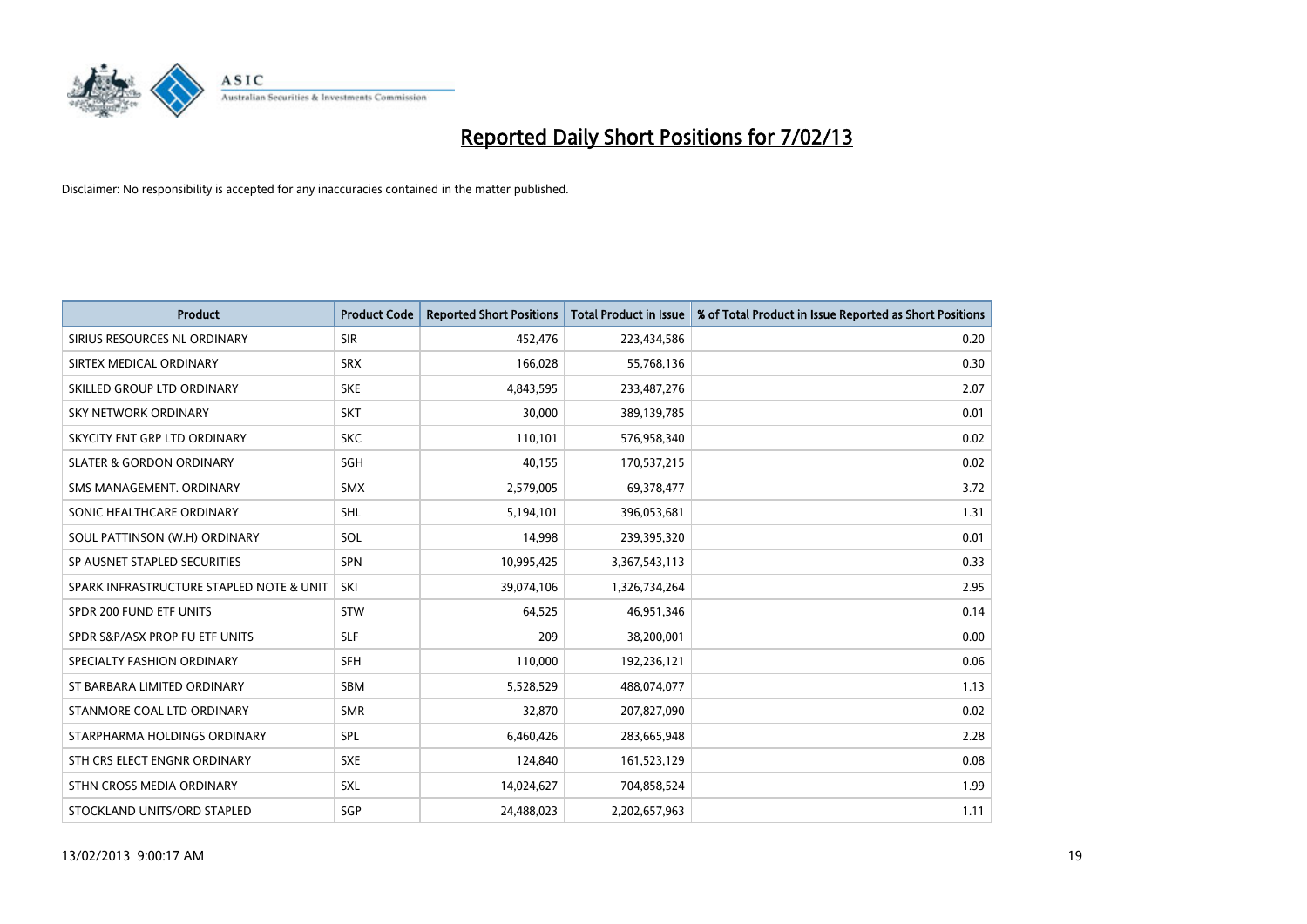# Reported Daily Short Positions for 7/02/13

Disclaimer: No responsibility is accepted for any inaccuracies contained in the matter published.

| Product | Product Code | Reported Short Positions | Total Product in Issue | % of Total Product in Issue Reported as Short Positions |
|---|---|---|---|---|
| SIRIUS RESOURCES NL ORDINARY | SIR | 452,476 | 223,434,586 | 0.20 |
| SIRTEX MEDICAL ORDINARY | SRX | 166,028 | 55,768,136 | 0.30 |
| SKILLED GROUP LTD ORDINARY | SKE | 4,843,595 | 233,487,276 | 2.07 |
| SKY NETWORK ORDINARY | SKT | 30,000 | 389,139,785 | 0.01 |
| SKYCITY ENT GRP LTD ORDINARY | SKC | 110,101 | 576,958,340 | 0.02 |
| SLATER & GORDON ORDINARY | SGH | 40,155 | 170,537,215 | 0.02 |
| SMS MANAGEMENT. ORDINARY | SMX | 2,579,005 | 69,378,477 | 3.72 |
| SONIC HEALTHCARE ORDINARY | SHL | 5,194,101 | 396,053,681 | 1.31 |
| SOUL PATTINSON (W.H) ORDINARY | SOL | 14,998 | 239,395,320 | 0.01 |
| SP AUSNET STAPLED SECURITIES | SPN | 10,995,425 | 3,367,543,113 | 0.33 |
| SPARK INFRASTRUCTURE STAPLED NOTE & UNIT | SKI | 39,074,106 | 1,326,734,264 | 2.95 |
| SPDR 200 FUND ETF UNITS | STW | 64,525 | 46,951,346 | 0.14 |
| SPDR S&P/ASX PROP FU ETF UNITS | SLF | 209 | 38,200,001 | 0.00 |
| SPECIALTY FASHION ORDINARY | SFH | 110,000 | 192,236,121 | 0.06 |
| ST BARBARA LIMITED ORDINARY | SBM | 5,528,529 | 488,074,077 | 1.13 |
| STANMORE COAL LTD ORDINARY | SMR | 32,870 | 207,827,090 | 0.02 |
| STARPHARMA HOLDINGS ORDINARY | SPL | 6,460,426 | 283,665,948 | 2.28 |
| STH CRS ELECT ENGNR ORDINARY | SXE | 124,840 | 161,523,129 | 0.08 |
| STHN CROSS MEDIA ORDINARY | SXL | 14,024,627 | 704,858,524 | 1.99 |
| STOCKLAND UNITS/ORD STAPLED | SGP | 24,488,023 | 2,202,657,963 | 1.11 |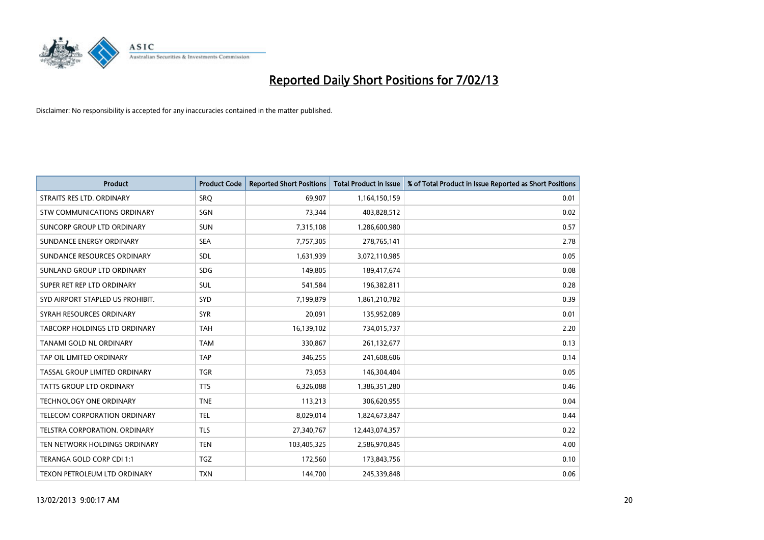# Reported Daily Short Positions for 7/02/13

Disclaimer: No responsibility is accepted for any inaccuracies contained in the matter published.

| Product | Product Code | Reported Short Positions | Total Product in Issue | % of Total Product in Issue Reported as Short Positions |
|---|---|---|---|---|
| STRAITS RES LTD. ORDINARY | SRQ | 69,907 | 1,164,150,159 | 0.01 |
| STW COMMUNICATIONS ORDINARY | SGN | 73,344 | 403,828,512 | 0.02 |
| SUNCORP GROUP LTD ORDINARY | SUN | 7,315,108 | 1,286,600,980 | 0.57 |
| SUNDANCE ENERGY ORDINARY | SEA | 7,757,305 | 278,765,141 | 2.78 |
| SUNDANCE RESOURCES ORDINARY | SDL | 1,631,939 | 3,072,110,985 | 0.05 |
| SUNLAND GROUP LTD ORDINARY | SDG | 149,805 | 189,417,674 | 0.08 |
| SUPER RET REP LTD ORDINARY | SUL | 541,584 | 196,382,811 | 0.28 |
| SYD AIRPORT STAPLED US PROHIBIT. | SYD | 7,199,879 | 1,861,210,782 | 0.39 |
| SYRAH RESOURCES ORDINARY | SYR | 20,091 | 135,952,089 | 0.01 |
| TABCORP HOLDINGS LTD ORDINARY | TAH | 16,139,102 | 734,015,737 | 2.20 |
| TANAMI GOLD NL ORDINARY | TAM | 330,867 | 261,132,677 | 0.13 |
| TAP OIL LIMITED ORDINARY | TAP | 346,255 | 241,608,606 | 0.14 |
| TASSAL GROUP LIMITED ORDINARY | TGR | 73,053 | 146,304,404 | 0.05 |
| TATTS GROUP LTD ORDINARY | TTS | 6,326,088 | 1,386,351,280 | 0.46 |
| TECHNOLOGY ONE ORDINARY | TNE | 113,213 | 306,620,955 | 0.04 |
| TELECOM CORPORATION ORDINARY | TEL | 8,029,014 | 1,824,673,847 | 0.44 |
| TELSTRA CORPORATION. ORDINARY | TLS | 27,340,767 | 12,443,074,357 | 0.22 |
| TEN NETWORK HOLDINGS ORDINARY | TEN | 103,405,325 | 2,586,970,845 | 4.00 |
| TERANGA GOLD CORP CDI 1:1 | TGZ | 172,560 | 173,843,756 | 0.10 |
| TEXON PETROLEUM LTD ORDINARY | TXN | 144,700 | 245,339,848 | 0.06 |

13/02/2013 9:00:17 AM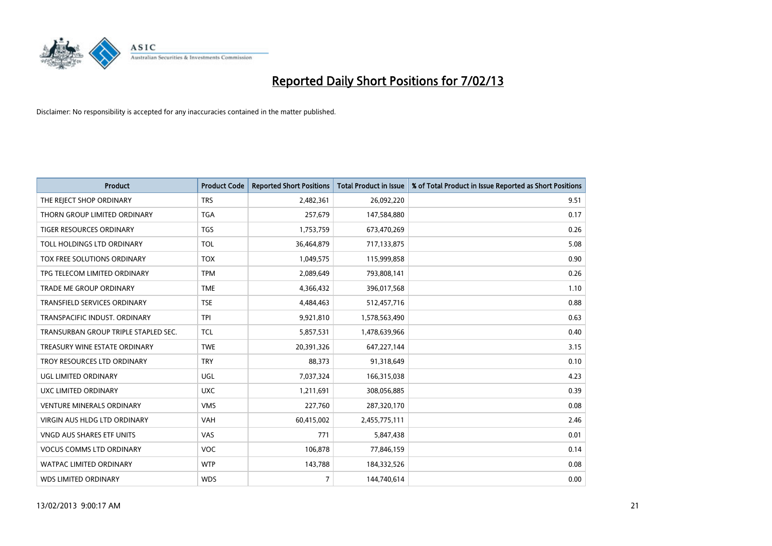# Reported Daily Short Positions for 7/02/13

Disclaimer: No responsibility is accepted for any inaccuracies contained in the matter published.

| Product | Product Code | Reported Short Positions | Total Product in Issue | % of Total Product in Issue Reported as Short Positions |
|---|---|---|---|---|
| THE REJECT SHOP ORDINARY | TRS | 2,482,361 | 26,092,220 | 9.51 |
| THORN GROUP LIMITED ORDINARY | TGA | 257,679 | 147,584,880 | 0.17 |
| TIGER RESOURCES ORDINARY | TGS | 1,753,759 | 673,470,269 | 0.26 |
| TOLL HOLDINGS LTD ORDINARY | TOL | 36,464,879 | 717,133,875 | 5.08 |
| TOX FREE SOLUTIONS ORDINARY | TOX | 1,049,575 | 115,999,858 | 0.90 |
| TPG TELECOM LIMITED ORDINARY | TPM | 2,089,649 | 793,808,141 | 0.26 |
| TRADE ME GROUP ORDINARY | TME | 4,366,432 | 396,017,568 | 1.10 |
| TRANSFIELD SERVICES ORDINARY | TSE | 4,484,463 | 512,457,716 | 0.88 |
| TRANSPACIFIC INDUST. ORDINARY | TPI | 9,921,810 | 1,578,563,490 | 0.63 |
| TRANSURBAN GROUP TRIPLE STAPLED SEC. | TCL | 5,857,531 | 1,478,639,966 | 0.40 |
| TREASURY WINE ESTATE ORDINARY | TWE | 20,391,326 | 647,227,144 | 3.15 |
| TROY RESOURCES LTD ORDINARY | TRY | 88,373 | 91,318,649 | 0.10 |
| UGL LIMITED ORDINARY | UGL | 7,037,324 | 166,315,038 | 4.23 |
| UXC LIMITED ORDINARY | UXC | 1,211,691 | 308,056,885 | 0.39 |
| VENTURE MINERALS ORDINARY | VMS | 227,760 | 287,320,170 | 0.08 |
| VIRGIN AUS HLDG LTD ORDINARY | VAH | 60,415,002 | 2,455,775,111 | 2.46 |
| VNGD AUS SHARES ETF UNITS | VAS | 771 | 5,847,438 | 0.01 |
| VOCUS COMMS LTD ORDINARY | VOC | 106,878 | 77,846,159 | 0.14 |
| WATPAC LIMITED ORDINARY | WTP | 143,788 | 184,332,526 | 0.08 |
| WDS LIMITED ORDINARY | WDS | 7 | 144,740,614 | 0.00 |

13/02/2013 9:00:17 AM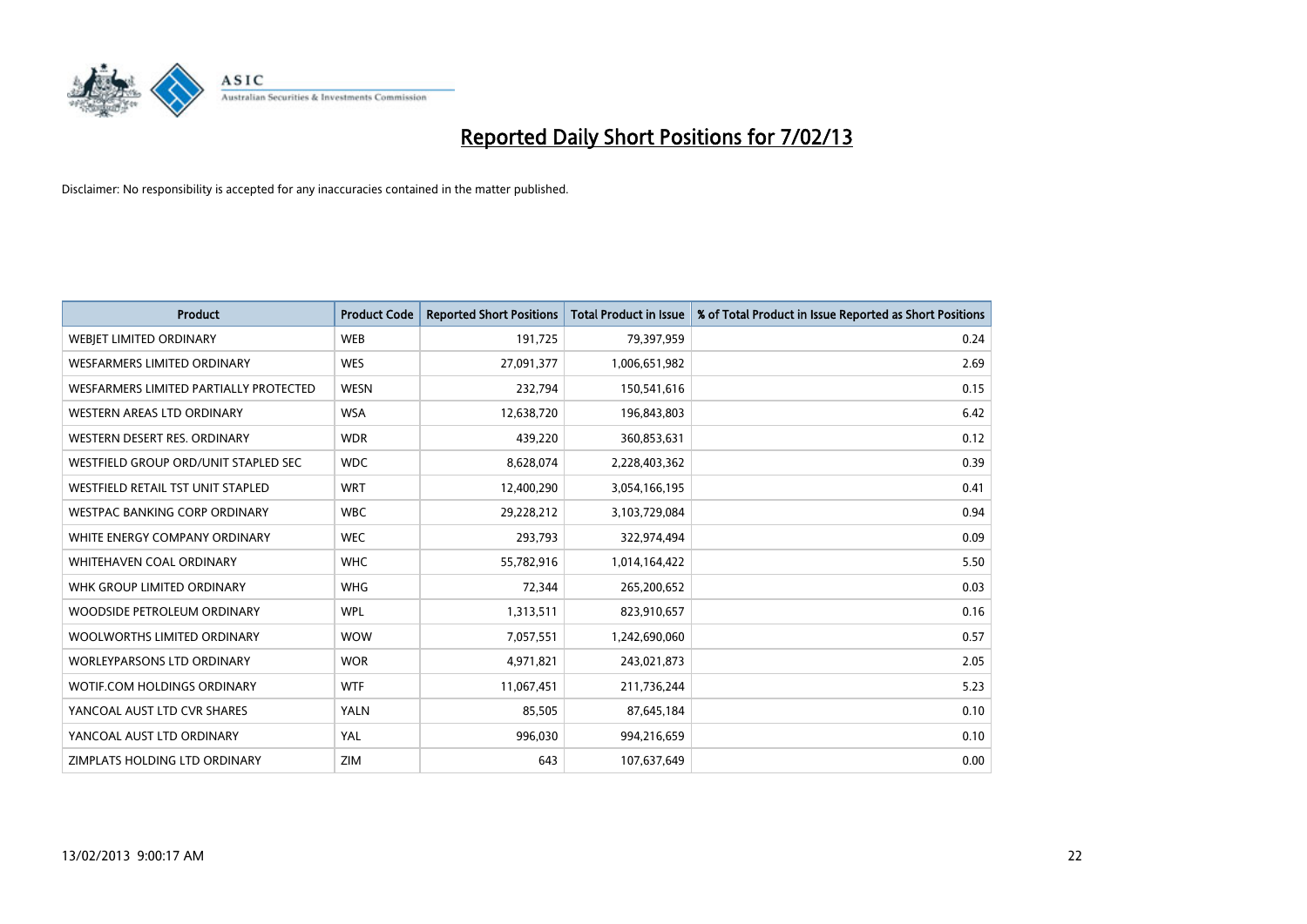# Reported Daily Short Positions for 7/02/13

Disclaimer: No responsibility is accepted for any inaccuracies contained in the matter published.

| Product | Product Code | Reported Short Positions | Total Product in Issue | % of Total Product in Issue Reported as Short Positions |
|---|---|---|---|---|
| WEBJET LIMITED ORDINARY | WEB | 191,725 | 79,397,959 | 0.24 |
| WESFARMERS LIMITED ORDINARY | WES | 27,091,377 | 1,006,651,982 | 2.69 |
| WESFARMERS LIMITED PARTIALLY PROTECTED | WESN | 232,794 | 150,541,616 | 0.15 |
| WESTERN AREAS LTD ORDINARY | WSA | 12,638,720 | 196,843,803 | 6.42 |
| WESTERN DESERT RES. ORDINARY | WDR | 439,220 | 360,853,631 | 0.12 |
| WESTFIELD GROUP ORD/UNIT STAPLED SEC | WDC | 8,628,074 | 2,228,403,362 | 0.39 |
| WESTFIELD RETAIL TST UNIT STAPLED | WRT | 12,400,290 | 3,054,166,195 | 0.41 |
| WESTPAC BANKING CORP ORDINARY | WBC | 29,228,212 | 3,103,729,084 | 0.94 |
| WHITE ENERGY COMPANY ORDINARY | WEC | 293,793 | 322,974,494 | 0.09 |
| WHITEHAVEN COAL ORDINARY | WHC | 55,782,916 | 1,014,164,422 | 5.50 |
| WHK GROUP LIMITED ORDINARY | WHG | 72,344 | 265,200,652 | 0.03 |
| WOODSIDE PETROLEUM ORDINARY | WPL | 1,313,511 | 823,910,657 | 0.16 |
| WOOLWORTHS LIMITED ORDINARY | WOW | 7,057,551 | 1,242,690,060 | 0.57 |
| WORLEYPARSONS LTD ORDINARY | WOR | 4,971,821 | 243,021,873 | 2.05 |
| WOTIF.COM HOLDINGS ORDINARY | WTF | 11,067,451 | 211,736,244 | 5.23 |
| YANCOAL AUST LTD CVR SHARES | YALN | 85,505 | 87,645,184 | 0.10 |
| YANCOAL AUST LTD ORDINARY | YAL | 996,030 | 994,216,659 | 0.10 |
| ZIMPLATS HOLDING LTD ORDINARY | ZIM | 643 | 107,637,649 | 0.00 |

13/02/2013 9:00:17 AM